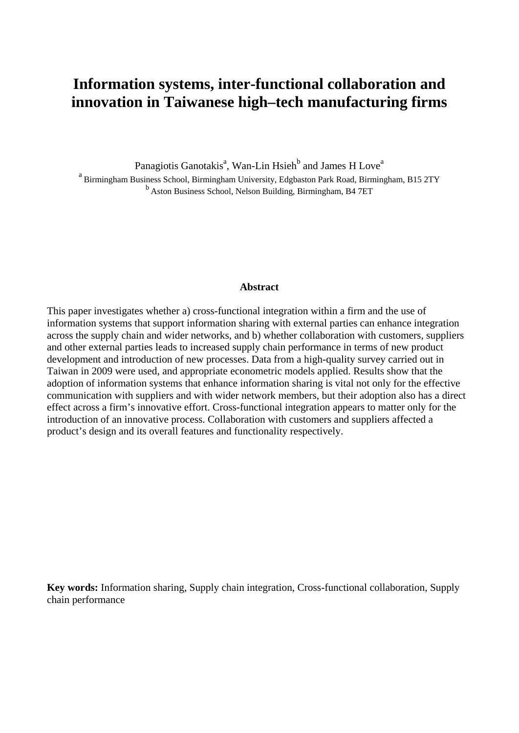# Information systems, inter-functional collaboration and innovation in Taiwanese high–tech manufacturing firms

Panagiotis Ganotakis[a], Wan-Lin Hsieh[b] and James H Love[a]

[a] Birmingham Business School, Birmingham University, Edgbaston Park Road, Birmingham, B15 2TY

[b] Aston Business School, Nelson Building, Birmingham, B4 7ET

## Abstract

This paper investigates whether a) cross-functional integration within a firm and the use of information systems that support information sharing with external parties can enhance integration across the supply chain and wider networks, and b) whether collaboration with customers, suppliers and other external parties leads to increased supply chain performance in terms of new product development and introduction of new processes. Data from a high-quality survey carried out in Taiwan in 2009 were used, and appropriate econometric models applied. Results show that the adoption of information systems that enhance information sharing is vital not only for the effective communication with suppliers and with wider network members, but their adoption also has a direct effect across a firm's innovative effort. Cross-functional integration appears to matter only for the introduction of an innovative process. Collaboration with customers and suppliers affected a product's design and its overall features and functionality respectively.

**Key words:** Information sharing, Supply chain integration, Cross-functional collaboration, Supply chain performance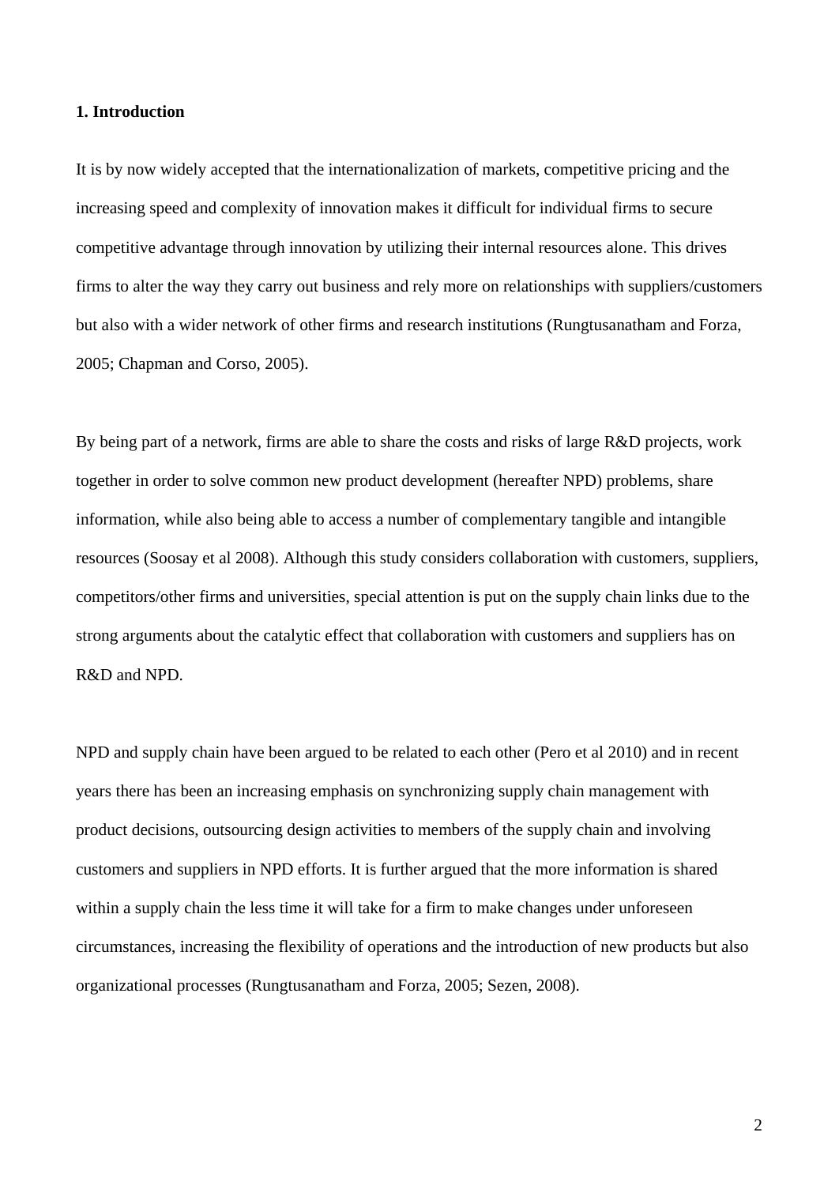## 1. Introduction

It is by now widely accepted that the internationalization of markets, competitive pricing and the increasing speed and complexity of innovation makes it difficult for individual firms to secure competitive advantage through innovation by utilizing their internal resources alone. This drives firms to alter the way they carry out business and rely more on relationships with suppliers/customers but also with a wider network of other firms and research institutions (Rungtusanatham and Forza, 2005; Chapman and Corso, 2005).

By being part of a network, firms are able to share the costs and risks of large R&D projects, work together in order to solve common new product development (hereafter NPD) problems, share information, while also being able to access a number of complementary tangible and intangible resources (Soosay et al 2008). Although this study considers collaboration with customers, suppliers, competitors/other firms and universities, special attention is put on the supply chain links due to the strong arguments about the catalytic effect that collaboration with customers and suppliers has on R&D and NPD.

NPD and supply chain have been argued to be related to each other (Pero et al 2010) and in recent years there has been an increasing emphasis on synchronizing supply chain management with product decisions, outsourcing design activities to members of the supply chain and involving customers and suppliers in NPD efforts. It is further argued that the more information is shared within a supply chain the less time it will take for a firm to make changes under unforeseen circumstances, increasing the flexibility of operations and the introduction of new products but also organizational processes (Rungtusanatham and Forza, 2005; Sezen, 2008).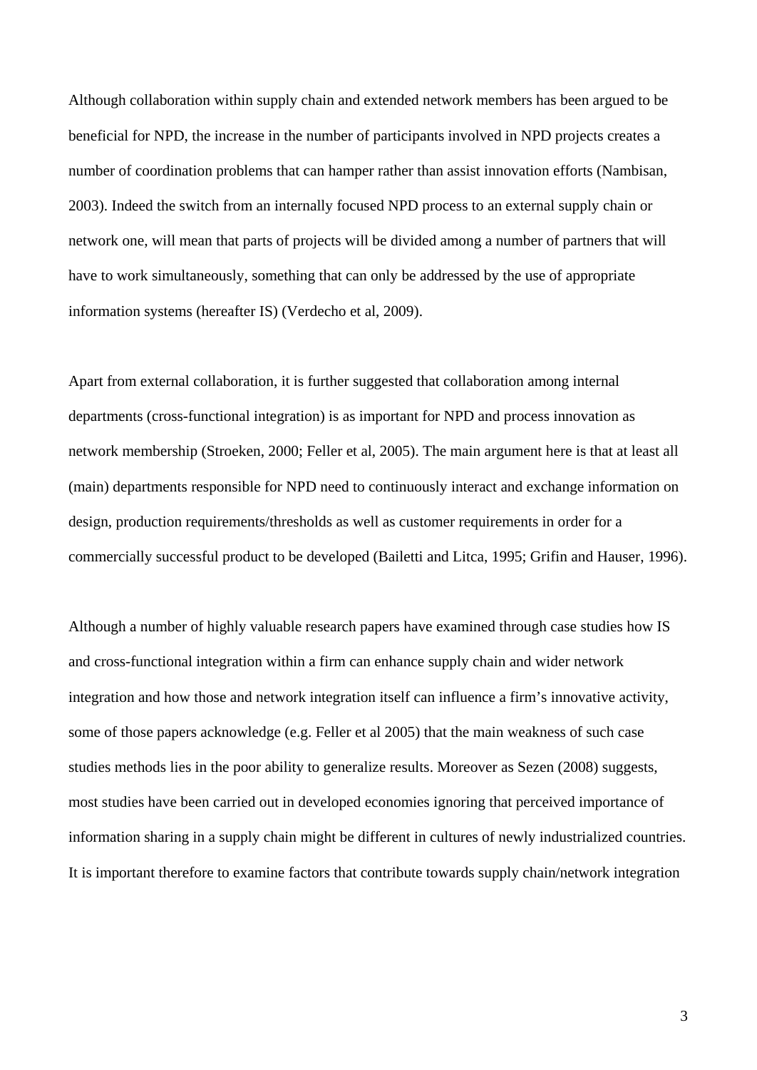Although collaboration within supply chain and extended network members has been argued to be beneficial for NPD, the increase in the number of participants involved in NPD projects creates a number of coordination problems that can hamper rather than assist innovation efforts (Nambisan, 2003). Indeed the switch from an internally focused NPD process to an external supply chain or network one, will mean that parts of projects will be divided among a number of partners that will have to work simultaneously, something that can only be addressed by the use of appropriate information systems (hereafter IS) (Verdecho et al, 2009).

Apart from external collaboration, it is further suggested that collaboration among internal departments (cross-functional integration) is as important for NPD and process innovation as network membership (Stroeken, 2000; Feller et al, 2005). The main argument here is that at least all (main) departments responsible for NPD need to continuously interact and exchange information on design, production requirements/thresholds as well as customer requirements in order for a commercially successful product to be developed (Bailetti and Litca, 1995; Grifin and Hauser, 1996).

Although a number of highly valuable research papers have examined through case studies how IS and cross-functional integration within a firm can enhance supply chain and wider network integration and how those and network integration itself can influence a firm's innovative activity, some of those papers acknowledge (e.g. Feller et al 2005) that the main weakness of such case studies methods lies in the poor ability to generalize results. Moreover as Sezen (2008) suggests, most studies have been carried out in developed economies ignoring that perceived importance of information sharing in a supply chain might be different in cultures of newly industrialized countries. It is important therefore to examine factors that contribute towards supply chain/network integration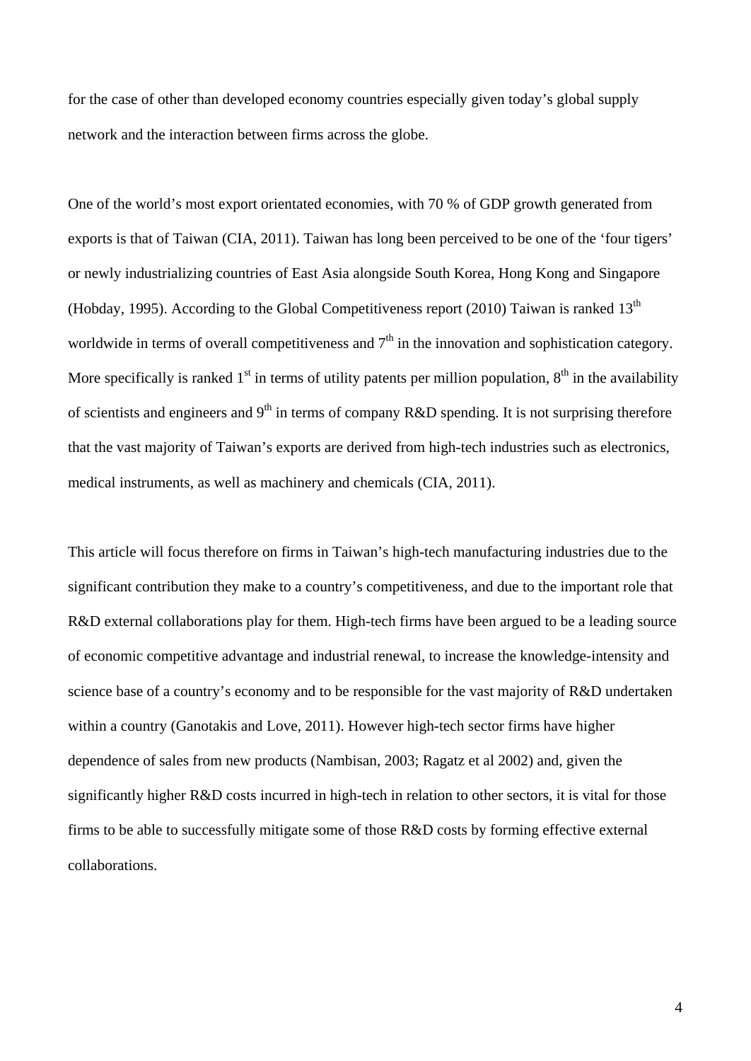for the case of other than developed economy countries especially given today's global supply network and the interaction between firms across the globe.

One of the world's most export orientated economies, with 70 % of GDP growth generated from exports is that of Taiwan (CIA, 2011). Taiwan has long been perceived to be one of the 'four tigers' or newly industrializing countries of East Asia alongside South Korea, Hong Kong and Singapore (Hobday, 1995). According to the Global Competitiveness report (2010) Taiwan is ranked 13th worldwide in terms of overall competitiveness and 7th in the innovation and sophistication category. More specifically is ranked 1st in terms of utility patents per million population, 8th in the availability of scientists and engineers and 9th in terms of company R&D spending. It is not surprising therefore that the vast majority of Taiwan's exports are derived from high-tech industries such as electronics, medical instruments, as well as machinery and chemicals (CIA, 2011).

This article will focus therefore on firms in Taiwan's high-tech manufacturing industries due to the significant contribution they make to a country's competitiveness, and due to the important role that R&D external collaborations play for them. High-tech firms have been argued to be a leading source of economic competitive advantage and industrial renewal, to increase the knowledge-intensity and science base of a country's economy and to be responsible for the vast majority of R&D undertaken within a country (Ganotakis and Love, 2011). However high-tech sector firms have higher dependence of sales from new products (Nambisan, 2003; Ragatz et al 2002) and, given the significantly higher R&D costs incurred in high-tech in relation to other sectors, it is vital for those firms to be able to successfully mitigate some of those R&D costs by forming effective external collaborations.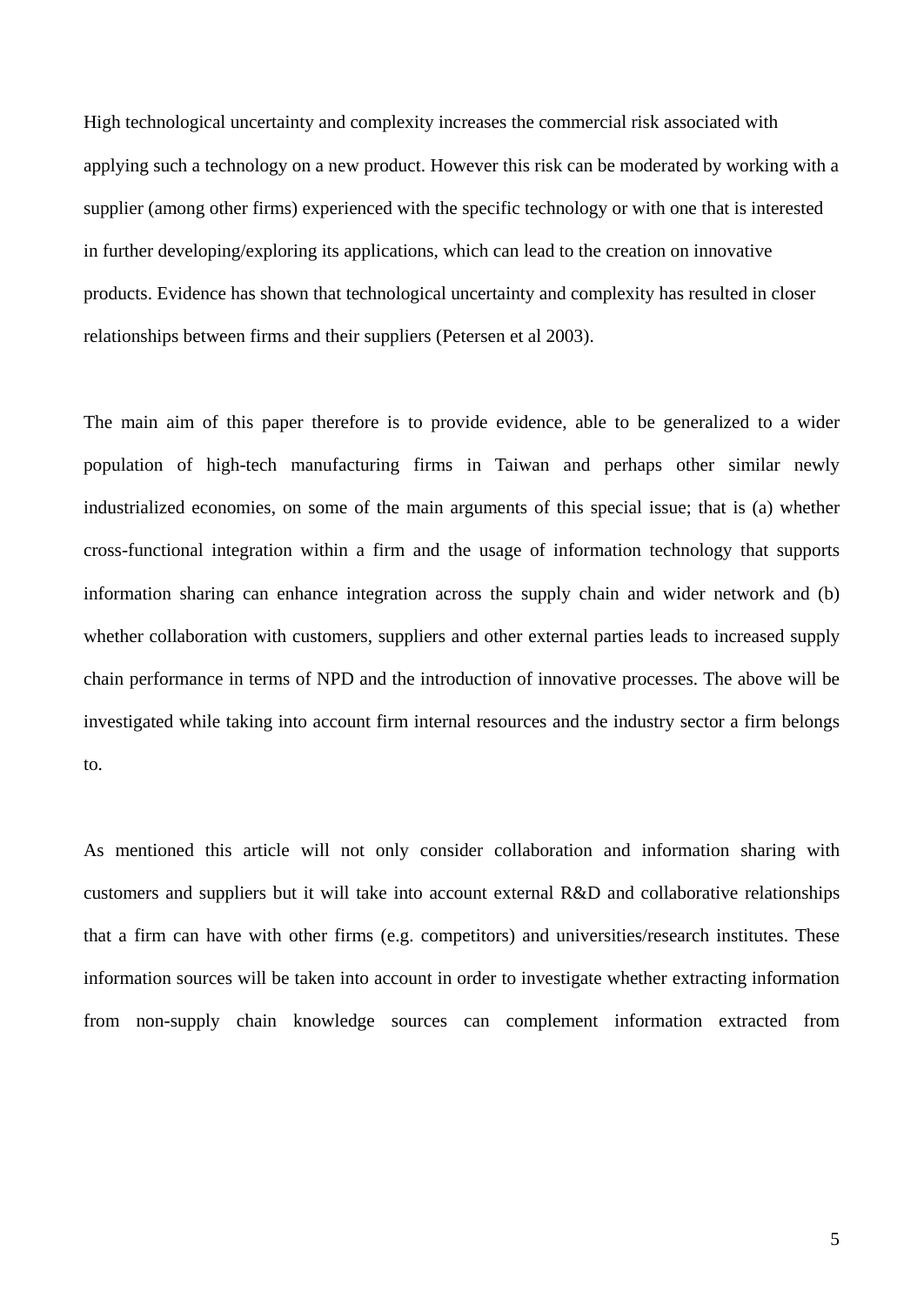High technological uncertainty and complexity increases the commercial risk associated with applying such a technology on a new product. However this risk can be moderated by working with a supplier (among other firms) experienced with the specific technology or with one that is interested in further developing/exploring its applications, which can lead to the creation on innovative products. Evidence has shown that technological uncertainty and complexity has resulted in closer relationships between firms and their suppliers (Petersen et al 2003).

The main aim of this paper therefore is to provide evidence, able to be generalized to a wider population of high-tech manufacturing firms in Taiwan and perhaps other similar newly industrialized economies, on some of the main arguments of this special issue; that is (a) whether cross-functional integration within a firm and the usage of information technology that supports information sharing can enhance integration across the supply chain and wider network and (b) whether collaboration with customers, suppliers and other external parties leads to increased supply chain performance in terms of NPD and the introduction of innovative processes. The above will be investigated while taking into account firm internal resources and the industry sector a firm belongs to.

As mentioned this article will not only consider collaboration and information sharing with customers and suppliers but it will take into account external R&D and collaborative relationships that a firm can have with other firms (e.g. competitors) and universities/research institutes. These information sources will be taken into account in order to investigate whether extracting information from non-supply chain knowledge sources can complement information extracted from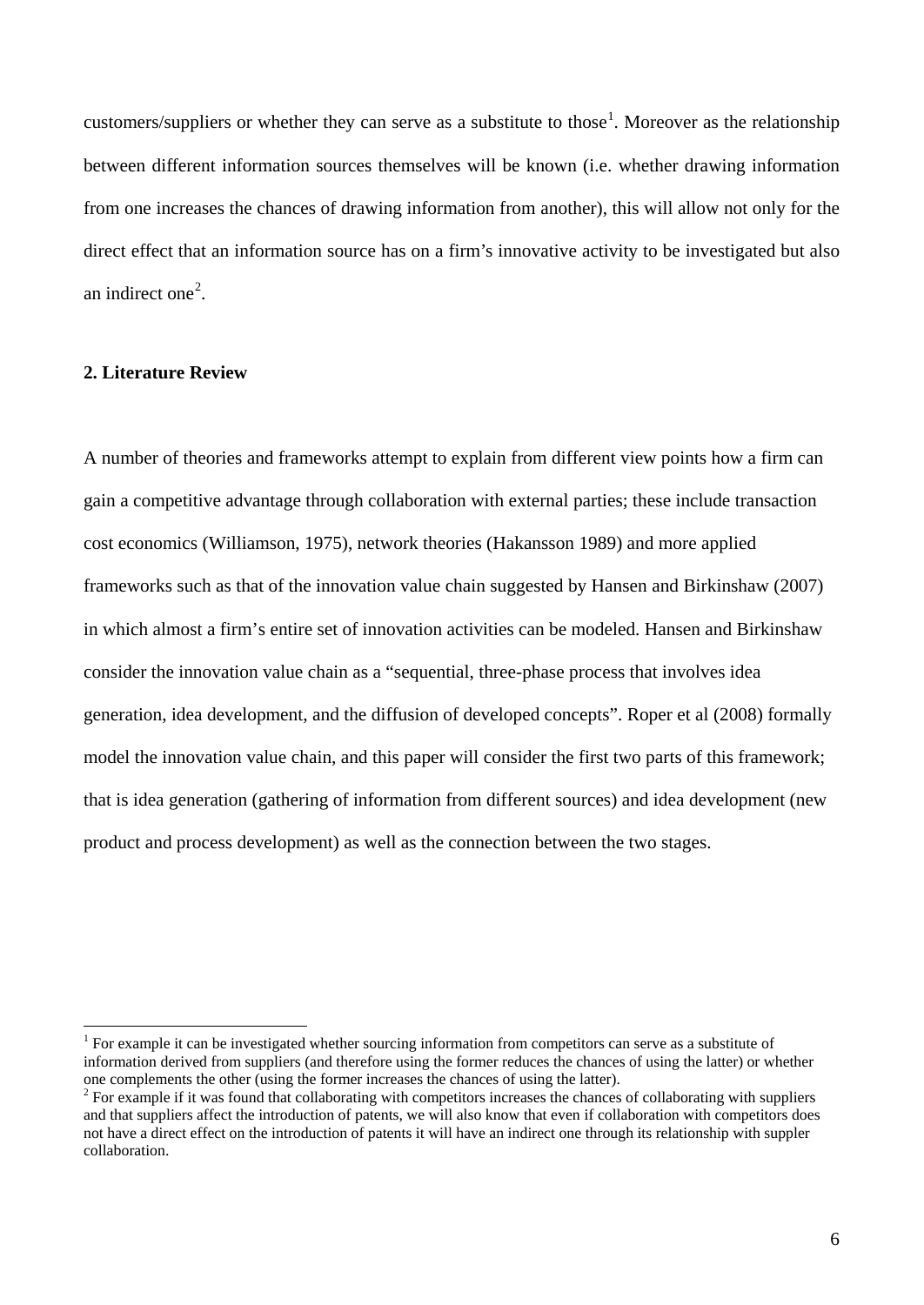customers/suppliers or whether they can serve as a substitute to those[1]. Moreover as the relationship between different information sources themselves will be known (i.e. whether drawing information from one increases the chances of drawing information from another), this will allow not only for the direct effect that an information source has on a firm's innovative activity to be investigated but also an indirect one[2].

## 2. Literature Review

A number of theories and frameworks attempt to explain from different view points how a firm can gain a competitive advantage through collaboration with external parties; these include transaction cost economics (Williamson, 1975), network theories (Hakansson 1989) and more applied frameworks such as that of the innovation value chain suggested by Hansen and Birkinshaw (2007) in which almost a firm's entire set of innovation activities can be modeled. Hansen and Birkinshaw consider the innovation value chain as a "sequential, three-phase process that involves idea generation, idea development, and the diffusion of developed concepts". Roper et al (2008) formally model the innovation value chain, and this paper will consider the first two parts of this framework; that is idea generation (gathering of information from different sources) and idea development (new product and process development) as well as the connection between the two stages.

---

[1] For example it can be investigated whether sourcing information from competitors can serve as a substitute of information derived from suppliers (and therefore using the former reduces the chances of using the latter) or whether one complements the other (using the former increases the chances of using the latter).

[2] For example if it was found that collaborating with competitors increases the chances of collaborating with suppliers and that suppliers affect the introduction of patents, we will also know that even if collaboration with competitors does not have a direct effect on the introduction of patents it will have an indirect one through its relationship with suppler collaboration.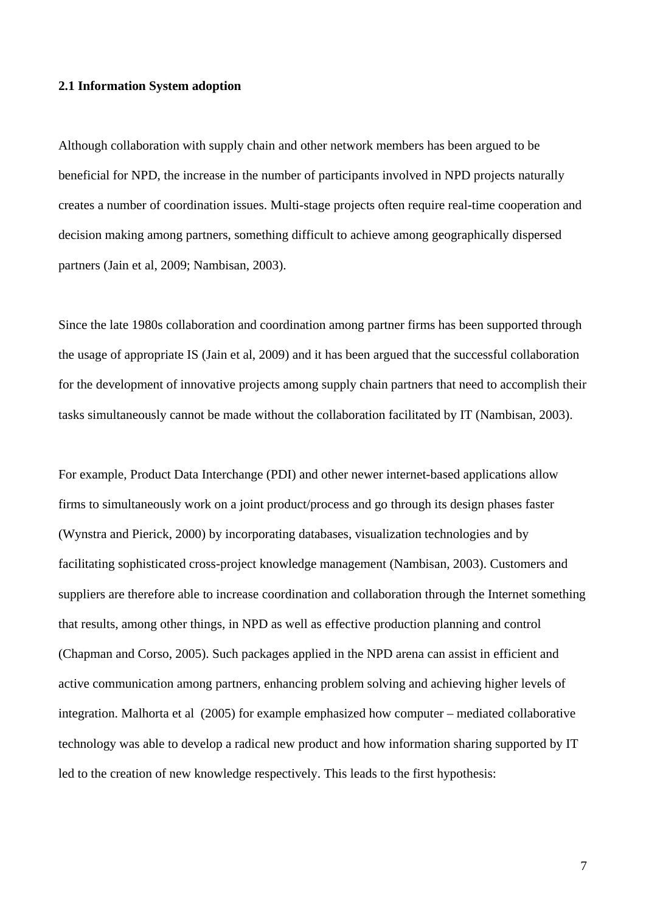## 2.1 Information System adoption

Although collaboration with supply chain and other network members has been argued to be beneficial for NPD, the increase in the number of participants involved in NPD projects naturally creates a number of coordination issues. Multi-stage projects often require real-time cooperation and decision making among partners, something difficult to achieve among geographically dispersed partners (Jain et al, 2009; Nambisan, 2003).

Since the late 1980s collaboration and coordination among partner firms has been supported through the usage of appropriate IS (Jain et al, 2009) and it has been argued that the successful collaboration for the development of innovative projects among supply chain partners that need to accomplish their tasks simultaneously cannot be made without the collaboration facilitated by IT (Nambisan, 2003).

For example, Product Data Interchange (PDI) and other newer internet-based applications allow firms to simultaneously work on a joint product/process and go through its design phases faster (Wynstra and Pierick, 2000) by incorporating databases, visualization technologies and by facilitating sophisticated cross-project knowledge management (Nambisan, 2003). Customers and suppliers are therefore able to increase coordination and collaboration through the Internet something that results, among other things, in NPD as well as effective production planning and control (Chapman and Corso, 2005). Such packages applied in the NPD arena can assist in efficient and active communication among partners, enhancing problem solving and achieving higher levels of integration. Malhorta et al (2005) for example emphasized how computer – mediated collaborative technology was able to develop a radical new product and how information sharing supported by IT led to the creation of new knowledge respectively. This leads to the first hypothesis: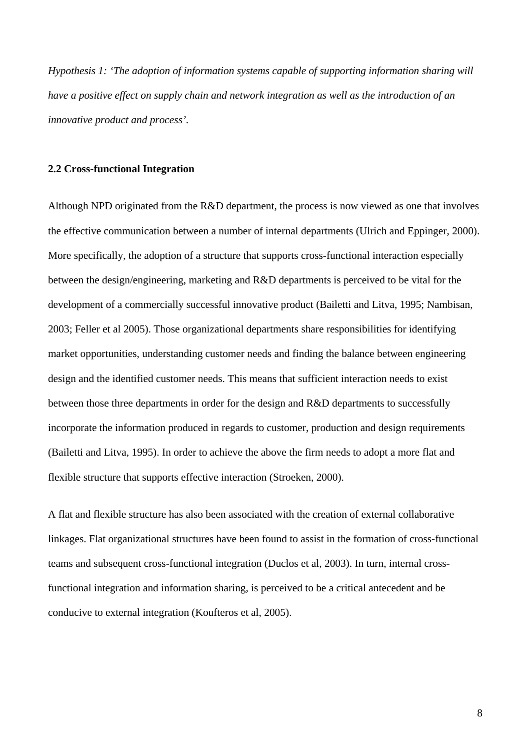*Hypothesis 1: 'The adoption of information systems capable of supporting information sharing will have a positive effect on supply chain and network integration as well as the introduction of an innovative product and process'.*

### 2.2 Cross-functional Integration

Although NPD originated from the R&D department, the process is now viewed as one that involves the effective communication between a number of internal departments (Ulrich and Eppinger, 2000). More specifically, the adoption of a structure that supports cross-functional interaction especially between the design/engineering, marketing and R&D departments is perceived to be vital for the development of a commercially successful innovative product (Bailetti and Litva, 1995; Nambisan, 2003; Feller et al 2005). Those organizational departments share responsibilities for identifying market opportunities, understanding customer needs and finding the balance between engineering design and the identified customer needs. This means that sufficient interaction needs to exist between those three departments in order for the design and R&D departments to successfully incorporate the information produced in regards to customer, production and design requirements (Bailetti and Litva, 1995). In order to achieve the above the firm needs to adopt a more flat and flexible structure that supports effective interaction (Stroeken, 2000).

A flat and flexible structure has also been associated with the creation of external collaborative linkages. Flat organizational structures have been found to assist in the formation of cross-functional teams and subsequent cross-functional integration (Duclos et al, 2003). In turn, internal cross-functional integration and information sharing, is perceived to be a critical antecedent and be conducive to external integration (Koufteros et al, 2005).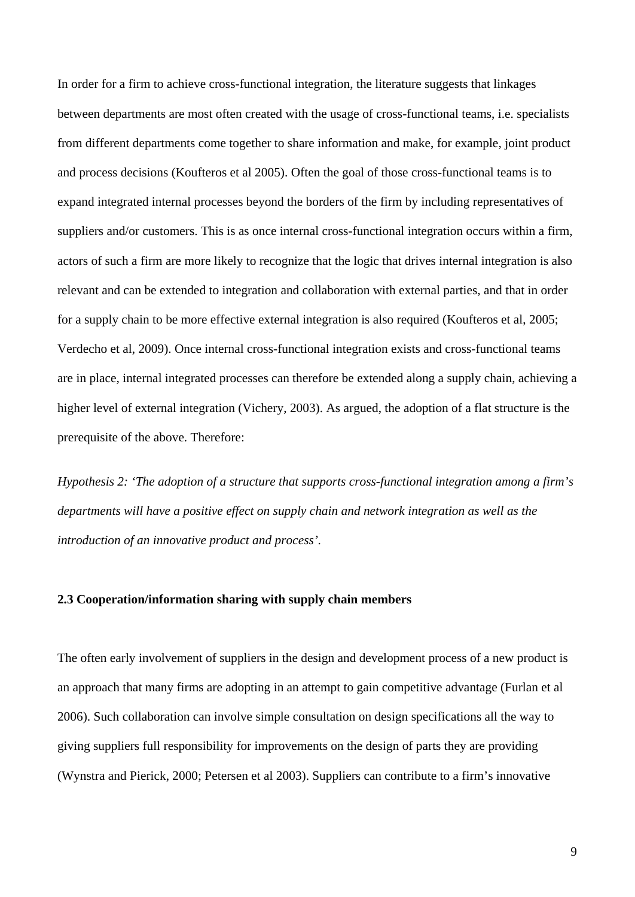In order for a firm to achieve cross-functional integration, the literature suggests that linkages between departments are most often created with the usage of cross-functional teams, i.e. specialists from different departments come together to share information and make, for example, joint product and process decisions (Koufteros et al 2005). Often the goal of those cross-functional teams is to expand integrated internal processes beyond the borders of the firm by including representatives of suppliers and/or customers. This is as once internal cross-functional integration occurs within a firm, actors of such a firm are more likely to recognize that the logic that drives internal integration is also relevant and can be extended to integration and collaboration with external parties, and that in order for a supply chain to be more effective external integration is also required (Koufteros et al, 2005; Verdecho et al, 2009). Once internal cross-functional integration exists and cross-functional teams are in place, internal integrated processes can therefore be extended along a supply chain, achieving a higher level of external integration (Vichery, 2003). As argued, the adoption of a flat structure is the prerequisite of the above. Therefore:

*Hypothesis 2: 'The adoption of a structure that supports cross-functional integration among a firm's departments will have a positive effect on supply chain and network integration as well as the introduction of an innovative product and process'.*

### 2.3 Cooperation/information sharing with supply chain members

The often early involvement of suppliers in the design and development process of a new product is an approach that many firms are adopting in an attempt to gain competitive advantage (Furlan et al 2006). Such collaboration can involve simple consultation on design specifications all the way to giving suppliers full responsibility for improvements on the design of parts they are providing (Wynstra and Pierick, 2000; Petersen et al 2003). Suppliers can contribute to a firm's innovative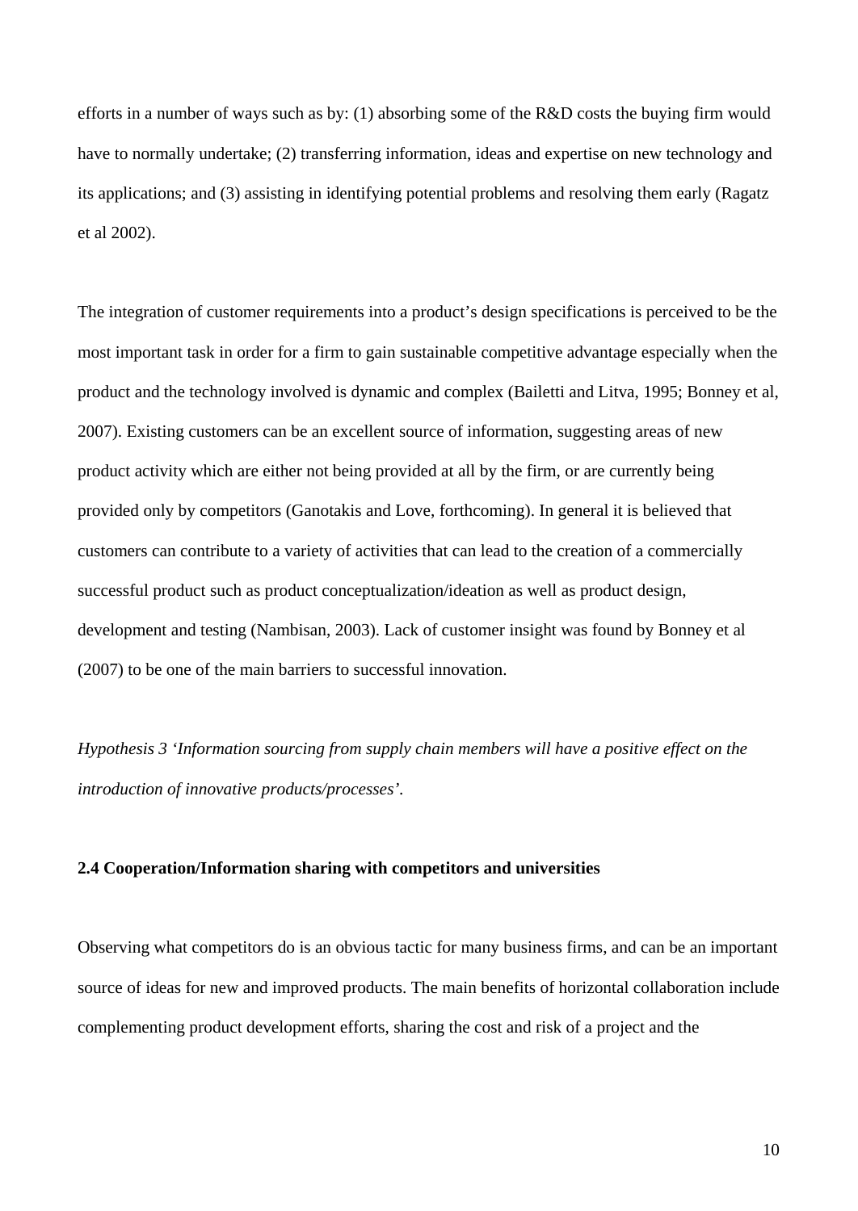efforts in a number of ways such as by: (1) absorbing some of the R&D costs the buying firm would have to normally undertake; (2) transferring information, ideas and expertise on new technology and its applications; and (3) assisting in identifying potential problems and resolving them early (Ragatz et al 2002).

The integration of customer requirements into a product's design specifications is perceived to be the most important task in order for a firm to gain sustainable competitive advantage especially when the product and the technology involved is dynamic and complex (Bailetti and Litva, 1995; Bonney et al, 2007). Existing customers can be an excellent source of information, suggesting areas of new product activity which are either not being provided at all by the firm, or are currently being provided only by competitors (Ganotakis and Love, forthcoming). In general it is believed that customers can contribute to a variety of activities that can lead to the creation of a commercially successful product such as product conceptualization/ideation as well as product design, development and testing (Nambisan, 2003). Lack of customer insight was found by Bonney et al (2007) to be one of the main barriers to successful innovation.

*Hypothesis 3 'Information sourcing from supply chain members will have a positive effect on the introduction of innovative products/processes'.*

### 2.4 Cooperation/Information sharing with competitors and universities

Observing what competitors do is an obvious tactic for many business firms, and can be an important source of ideas for new and improved products. The main benefits of horizontal collaboration include complementing product development efforts, sharing the cost and risk of a project and the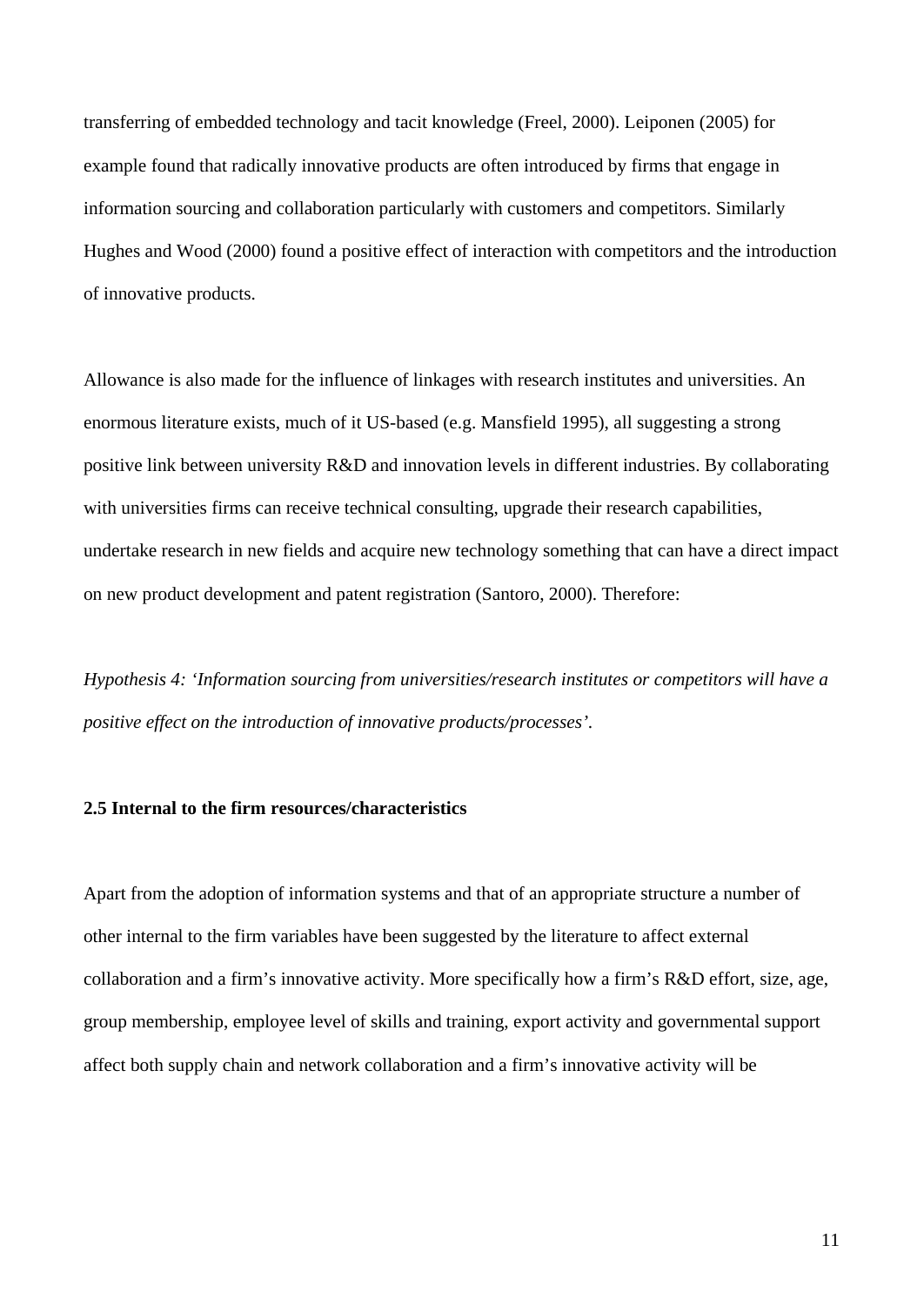transferring of embedded technology and tacit knowledge (Freel, 2000). Leiponen (2005) for example found that radically innovative products are often introduced by firms that engage in information sourcing and collaboration particularly with customers and competitors. Similarly Hughes and Wood (2000) found a positive effect of interaction with competitors and the introduction of innovative products.

Allowance is also made for the influence of linkages with research institutes and universities. An enormous literature exists, much of it US-based (e.g. Mansfield 1995), all suggesting a strong positive link between university R&D and innovation levels in different industries. By collaborating with universities firms can receive technical consulting, upgrade their research capabilities, undertake research in new fields and acquire new technology something that can have a direct impact on new product development and patent registration (Santoro, 2000). Therefore:

*Hypothesis 4: 'Information sourcing from universities/research institutes or competitors will have a positive effect on the introduction of innovative products/processes'.*

### 2.5 Internal to the firm resources/characteristics

Apart from the adoption of information systems and that of an appropriate structure a number of other internal to the firm variables have been suggested by the literature to affect external collaboration and a firm's innovative activity. More specifically how a firm's R&D effort, size, age, group membership, employee level of skills and training, export activity and governmental support affect both supply chain and network collaboration and a firm's innovative activity will be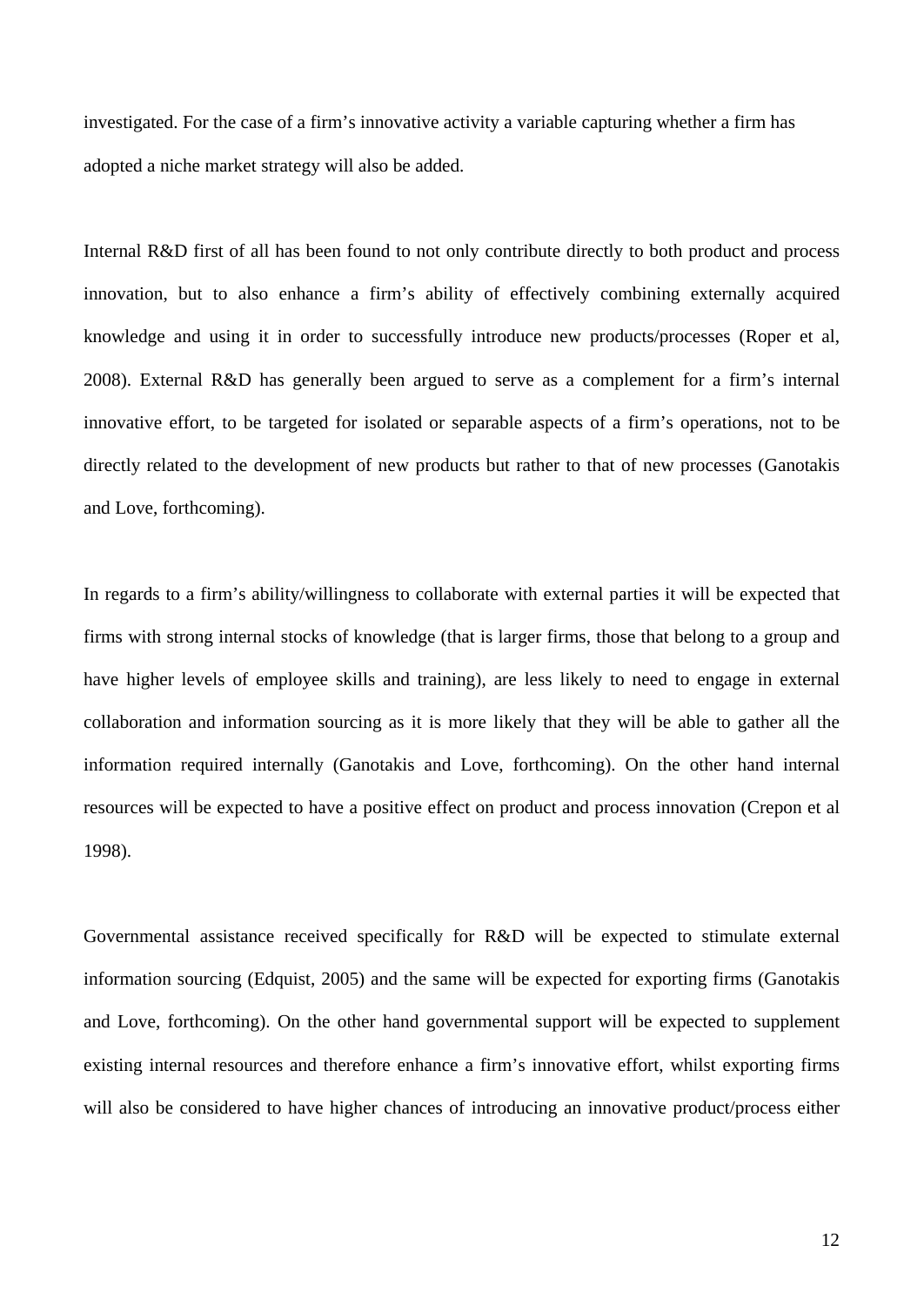investigated. For the case of a firm's innovative activity a variable capturing whether a firm has adopted a niche market strategy will also be added.

Internal R&D first of all has been found to not only contribute directly to both product and process innovation, but to also enhance a firm's ability of effectively combining externally acquired knowledge and using it in order to successfully introduce new products/processes (Roper et al, 2008). External R&D has generally been argued to serve as a complement for a firm's internal innovative effort, to be targeted for isolated or separable aspects of a firm's operations, not to be directly related to the development of new products but rather to that of new processes (Ganotakis and Love, forthcoming).

In regards to a firm's ability/willingness to collaborate with external parties it will be expected that firms with strong internal stocks of knowledge (that is larger firms, those that belong to a group and have higher levels of employee skills and training), are less likely to need to engage in external collaboration and information sourcing as it is more likely that they will be able to gather all the information required internally (Ganotakis and Love, forthcoming). On the other hand internal resources will be expected to have a positive effect on product and process innovation (Crepon et al 1998).

Governmental assistance received specifically for R&D will be expected to stimulate external information sourcing (Edquist, 2005) and the same will be expected for exporting firms (Ganotakis and Love, forthcoming). On the other hand governmental support will be expected to supplement existing internal resources and therefore enhance a firm's innovative effort, whilst exporting firms will also be considered to have higher chances of introducing an innovative product/process either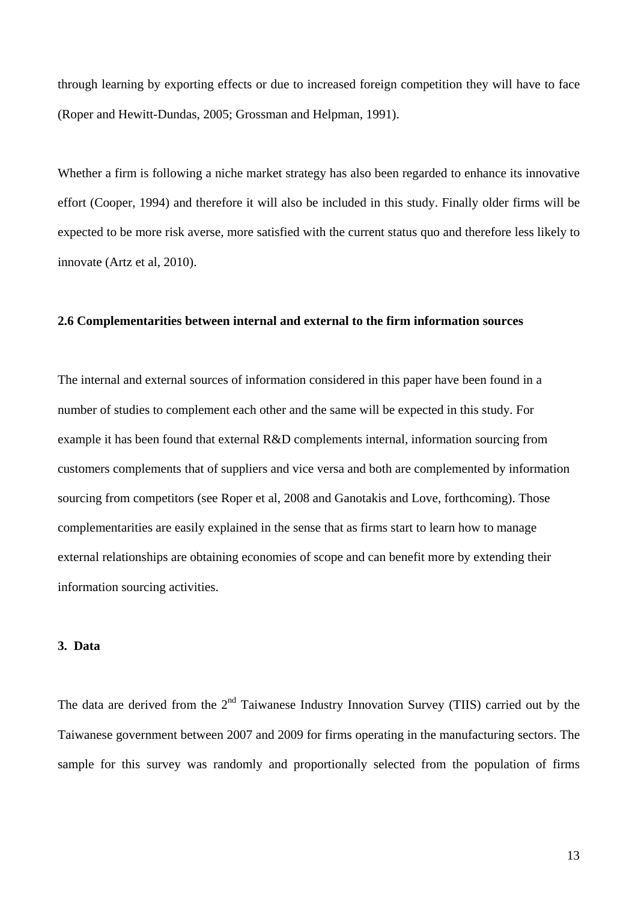through learning by exporting effects or due to increased foreign competition they will have to face (Roper and Hewitt-Dundas, 2005; Grossman and Helpman, 1991).

Whether a firm is following a niche market strategy has also been regarded to enhance its innovative effort (Cooper, 1994) and therefore it will also be included in this study. Finally older firms will be expected to be more risk averse, more satisfied with the current status quo and therefore less likely to innovate (Artz et al, 2010).

### 2.6 Complementarities between internal and external to the firm information sources

The internal and external sources of information considered in this paper have been found in a number of studies to complement each other and the same will be expected in this study. For example it has been found that external R&D complements internal, information sourcing from customers complements that of suppliers and vice versa and both are complemented by information sourcing from competitors (see Roper et al, 2008 and Ganotakis and Love, forthcoming). Those complementarities are easily explained in the sense that as firms start to learn how to manage external relationships are obtaining economies of scope and can benefit more by extending their information sourcing activities.

## 3. Data

The data are derived from the 2nd Taiwanese Industry Innovation Survey (TIIS) carried out by the Taiwanese government between 2007 and 2009 for firms operating in the manufacturing sectors. The sample for this survey was randomly and proportionally selected from the population of firms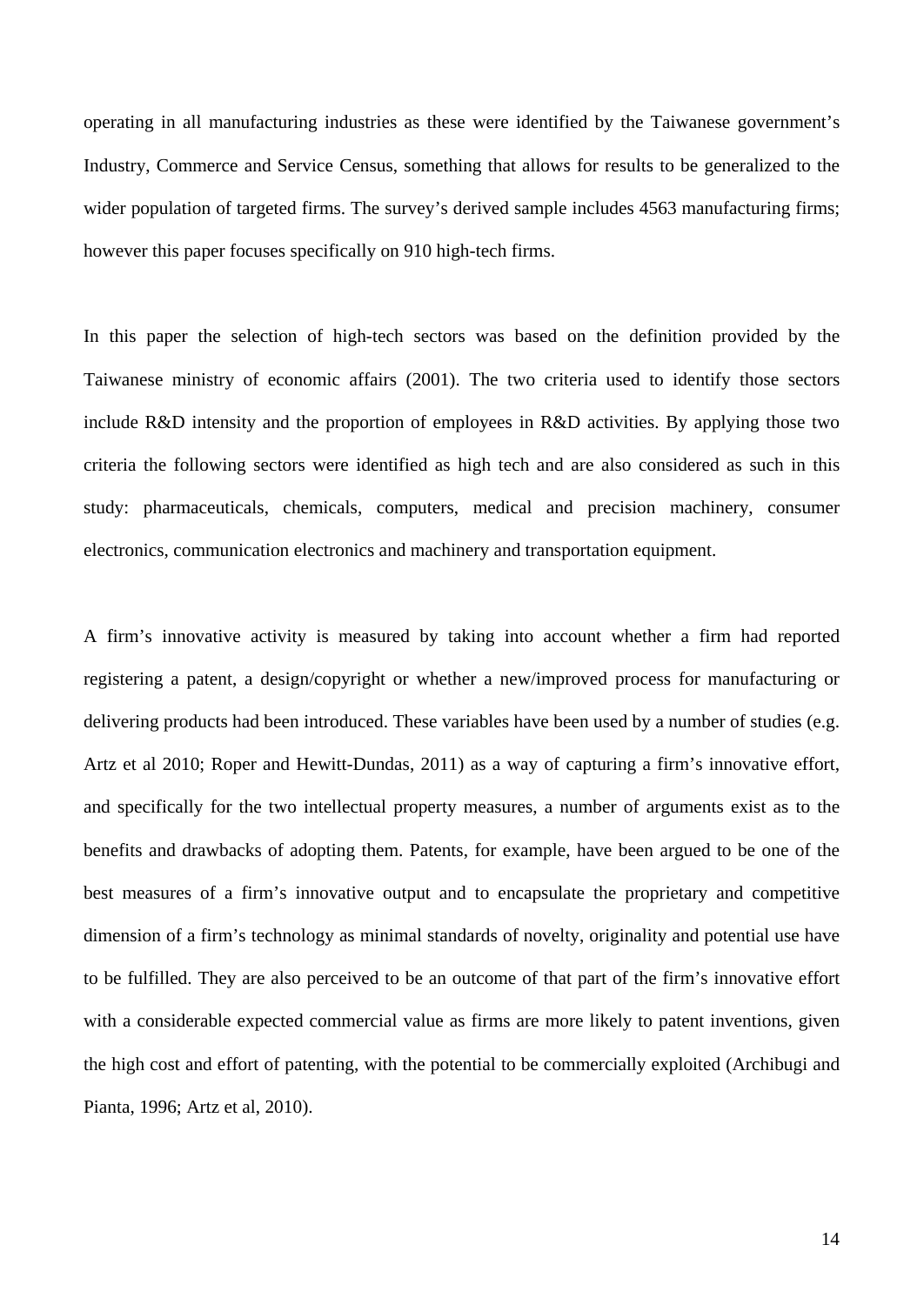operating in all manufacturing industries as these were identified by the Taiwanese government's Industry, Commerce and Service Census, something that allows for results to be generalized to the wider population of targeted firms. The survey's derived sample includes 4563 manufacturing firms; however this paper focuses specifically on 910 high-tech firms.

In this paper the selection of high-tech sectors was based on the definition provided by the Taiwanese ministry of economic affairs (2001). The two criteria used to identify those sectors include R&D intensity and the proportion of employees in R&D activities. By applying those two criteria the following sectors were identified as high tech and are also considered as such in this study: pharmaceuticals, chemicals, computers, medical and precision machinery, consumer electronics, communication electronics and machinery and transportation equipment.

A firm's innovative activity is measured by taking into account whether a firm had reported registering a patent, a design/copyright or whether a new/improved process for manufacturing or delivering products had been introduced. These variables have been used by a number of studies (e.g. Artz et al 2010; Roper and Hewitt-Dundas, 2011) as a way of capturing a firm's innovative effort, and specifically for the two intellectual property measures, a number of arguments exist as to the benefits and drawbacks of adopting them. Patents, for example, have been argued to be one of the best measures of a firm's innovative output and to encapsulate the proprietary and competitive dimension of a firm's technology as minimal standards of novelty, originality and potential use have to be fulfilled. They are also perceived to be an outcome of that part of the firm's innovative effort with a considerable expected commercial value as firms are more likely to patent inventions, given the high cost and effort of patenting, with the potential to be commercially exploited (Archibugi and Pianta, 1996; Artz et al, 2010).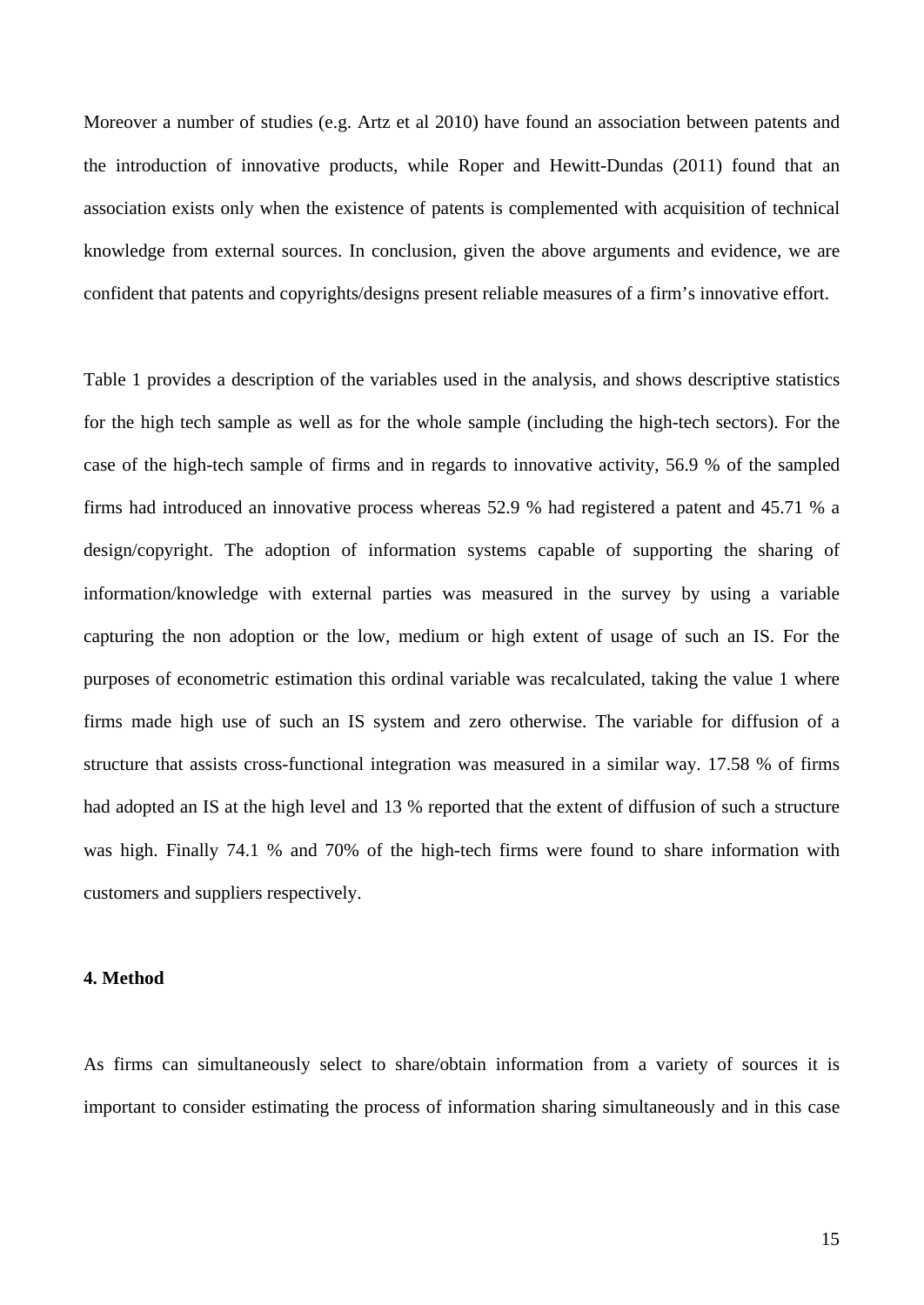Moreover a number of studies (e.g. Artz et al 2010) have found an association between patents and the introduction of innovative products, while Roper and Hewitt-Dundas (2011) found that an association exists only when the existence of patents is complemented with acquisition of technical knowledge from external sources. In conclusion, given the above arguments and evidence, we are confident that patents and copyrights/designs present reliable measures of a firm's innovative effort.

Table 1 provides a description of the variables used in the analysis, and shows descriptive statistics for the high tech sample as well as for the whole sample (including the high-tech sectors). For the case of the high-tech sample of firms and in regards to innovative activity, 56.9 % of the sampled firms had introduced an innovative process whereas 52.9 % had registered a patent and 45.71 % a design/copyright. The adoption of information systems capable of supporting the sharing of information/knowledge with external parties was measured in the survey by using a variable capturing the non adoption or the low, medium or high extent of usage of such an IS. For the purposes of econometric estimation this ordinal variable was recalculated, taking the value 1 where firms made high use of such an IS system and zero otherwise. The variable for diffusion of a structure that assists cross-functional integration was measured in a similar way. 17.58 % of firms had adopted an IS at the high level and 13 % reported that the extent of diffusion of such a structure was high. Finally 74.1 % and 70% of the high-tech firms were found to share information with customers and suppliers respectively.

**4. Method**

As firms can simultaneously select to share/obtain information from a variety of sources it is important to consider estimating the process of information sharing simultaneously and in this case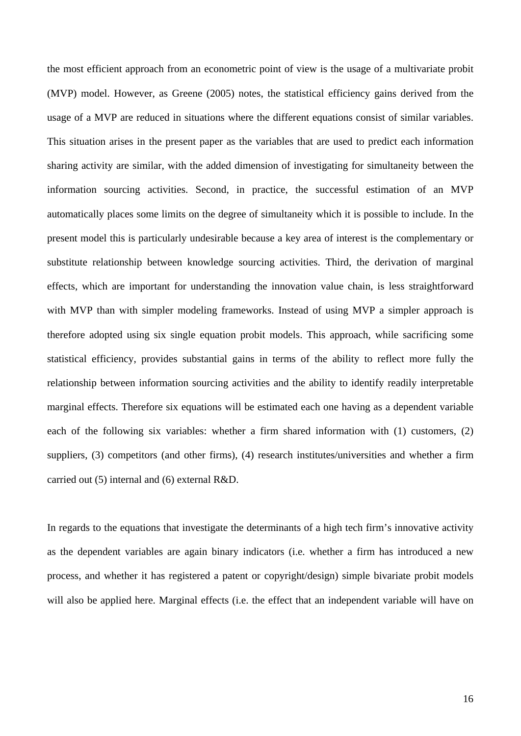the most efficient approach from an econometric point of view is the usage of a multivariate probit (MVP) model. However, as Greene (2005) notes, the statistical efficiency gains derived from the usage of a MVP are reduced in situations where the different equations consist of similar variables. This situation arises in the present paper as the variables that are used to predict each information sharing activity are similar, with the added dimension of investigating for simultaneity between the information sourcing activities. Second, in practice, the successful estimation of an MVP automatically places some limits on the degree of simultaneity which it is possible to include. In the present model this is particularly undesirable because a key area of interest is the complementary or substitute relationship between knowledge sourcing activities. Third, the derivation of marginal effects, which are important for understanding the innovation value chain, is less straightforward with MVP than with simpler modeling frameworks. Instead of using MVP a simpler approach is therefore adopted using six single equation probit models. This approach, while sacrificing some statistical efficiency, provides substantial gains in terms of the ability to reflect more fully the relationship between information sourcing activities and the ability to identify readily interpretable marginal effects. Therefore six equations will be estimated each one having as a dependent variable each of the following six variables: whether a firm shared information with (1) customers, (2) suppliers, (3) competitors (and other firms), (4) research institutes/universities and whether a firm carried out (5) internal and (6) external R&D.

In regards to the equations that investigate the determinants of a high tech firm's innovative activity as the dependent variables are again binary indicators (i.e. whether a firm has introduced a new process, and whether it has registered a patent or copyright/design) simple bivariate probit models will also be applied here. Marginal effects (i.e. the effect that an independent variable will have on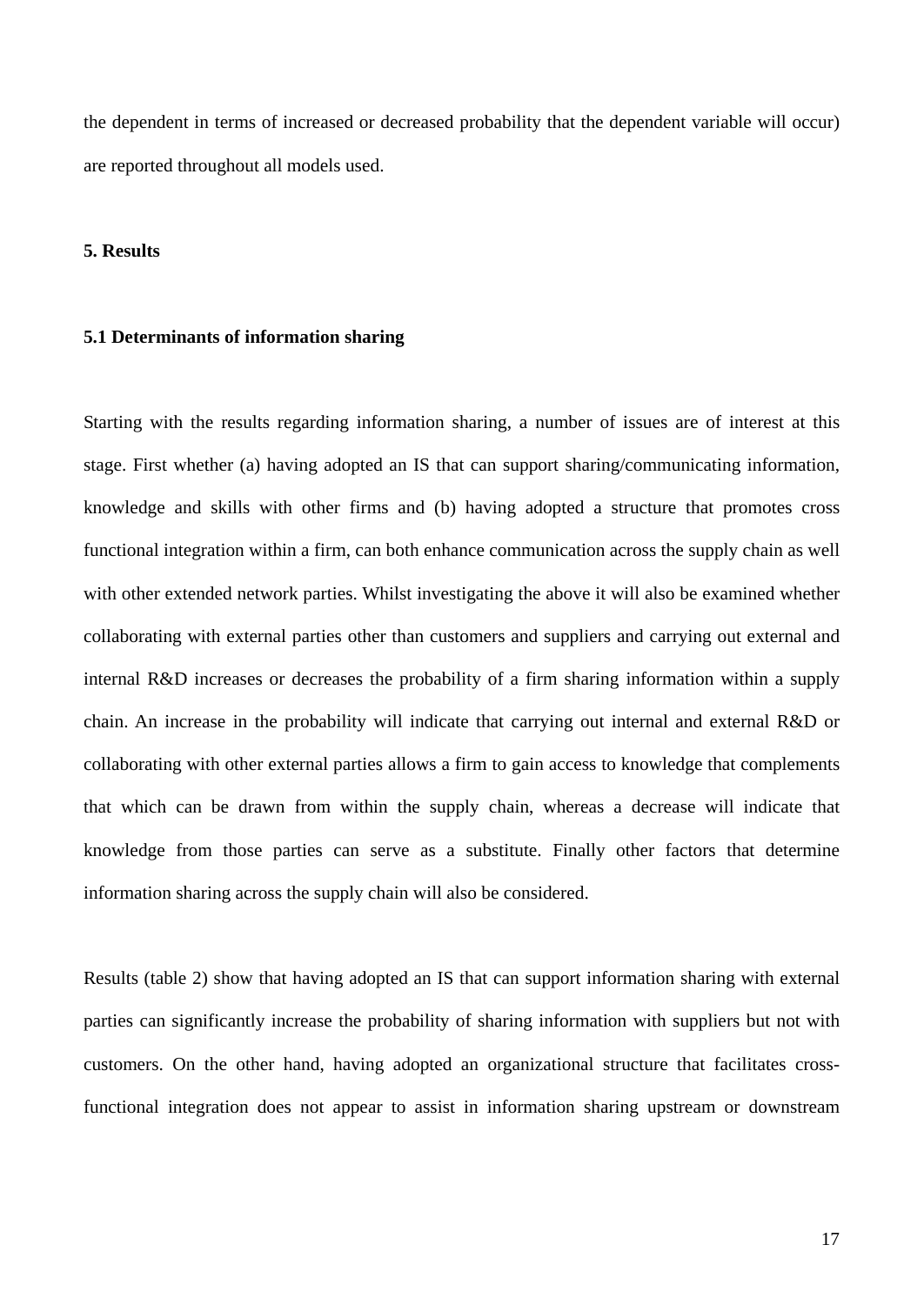the dependent in terms of increased or decreased probability that the dependent variable will occur) are reported throughout all models used.

## 5. Results

### 5.1 Determinants of information sharing

Starting with the results regarding information sharing, a number of issues are of interest at this stage. First whether (a) having adopted an IS that can support sharing/communicating information, knowledge and skills with other firms and (b) having adopted a structure that promotes cross functional integration within a firm, can both enhance communication across the supply chain as well with other extended network parties. Whilst investigating the above it will also be examined whether collaborating with external parties other than customers and suppliers and carrying out external and internal R&D increases or decreases the probability of a firm sharing information within a supply chain. An increase in the probability will indicate that carrying out internal and external R&D or collaborating with other external parties allows a firm to gain access to knowledge that complements that which can be drawn from within the supply chain, whereas a decrease will indicate that knowledge from those parties can serve as a substitute. Finally other factors that determine information sharing across the supply chain will also be considered.

Results (table 2) show that having adopted an IS that can support information sharing with external parties can significantly increase the probability of sharing information with suppliers but not with customers. On the other hand, having adopted an organizational structure that facilitates cross-functional integration does not appear to assist in information sharing upstream or downstream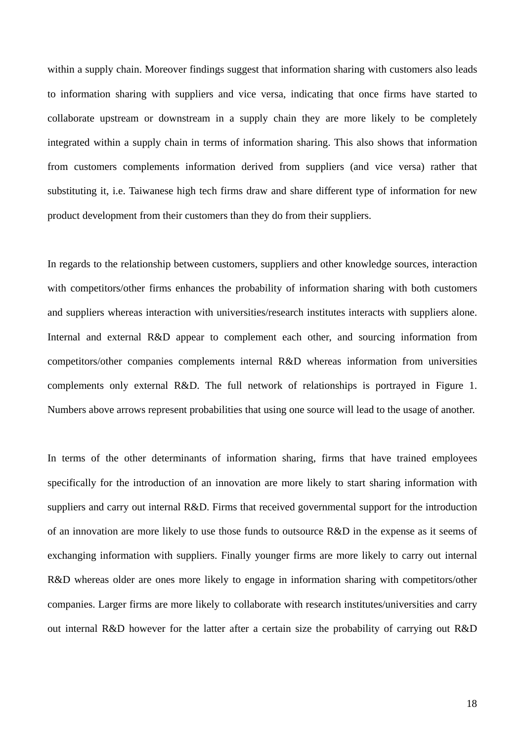within a supply chain. Moreover findings suggest that information sharing with customers also leads to information sharing with suppliers and vice versa, indicating that once firms have started to collaborate upstream or downstream in a supply chain they are more likely to be completely integrated within a supply chain in terms of information sharing. This also shows that information from customers complements information derived from suppliers (and vice versa) rather that substituting it, i.e. Taiwanese high tech firms draw and share different type of information for new product development from their customers than they do from their suppliers.

In regards to the relationship between customers, suppliers and other knowledge sources, interaction with competitors/other firms enhances the probability of information sharing with both customers and suppliers whereas interaction with universities/research institutes interacts with suppliers alone. Internal and external R&D appear to complement each other, and sourcing information from competitors/other companies complements internal R&D whereas information from universities complements only external R&D. The full network of relationships is portrayed in Figure 1. Numbers above arrows represent probabilities that using one source will lead to the usage of another.

In terms of the other determinants of information sharing, firms that have trained employees specifically for the introduction of an innovation are more likely to start sharing information with suppliers and carry out internal R&D. Firms that received governmental support for the introduction of an innovation are more likely to use those funds to outsource R&D in the expense as it seems of exchanging information with suppliers. Finally younger firms are more likely to carry out internal R&D whereas older are ones more likely to engage in information sharing with competitors/other companies. Larger firms are more likely to collaborate with research institutes/universities and carry out internal R&D however for the latter after a certain size the probability of carrying out R&D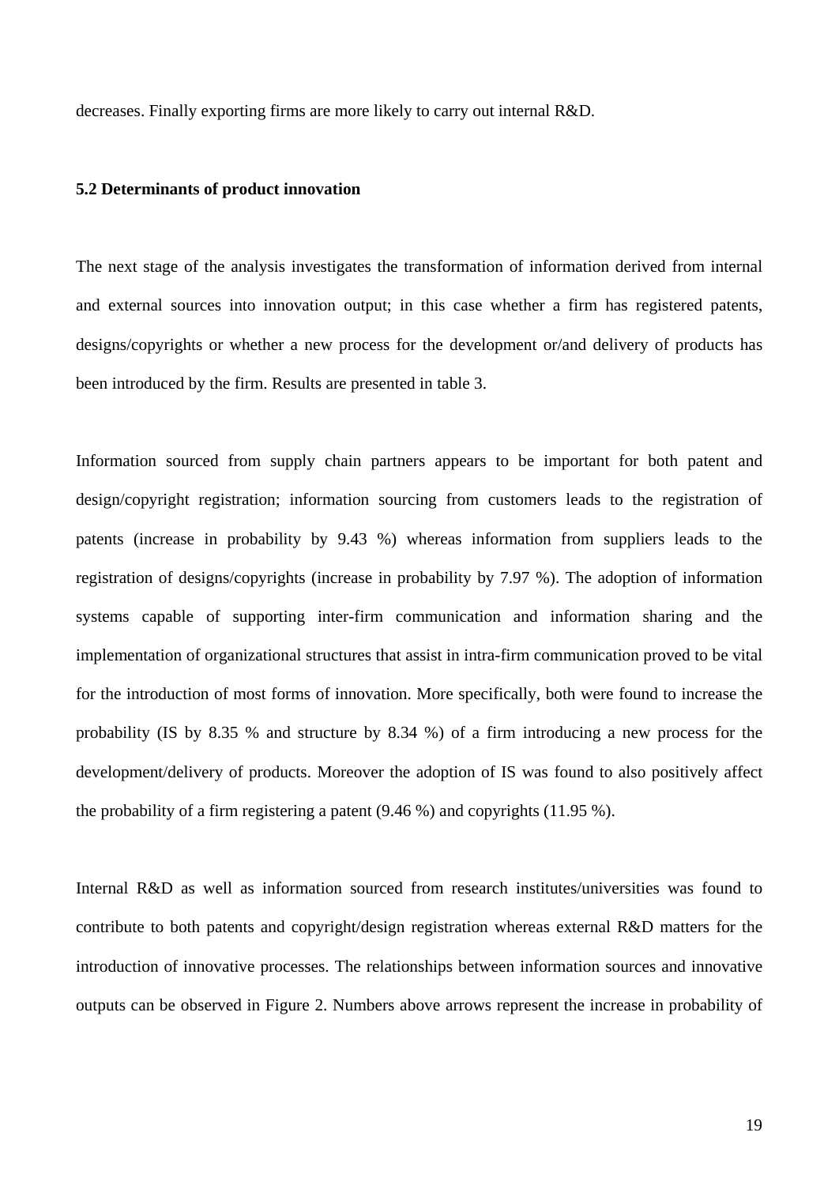decreases. Finally exporting firms are more likely to carry out internal R&D.

### 5.2 Determinants of product innovation

The next stage of the analysis investigates the transformation of information derived from internal and external sources into innovation output; in this case whether a firm has registered patents, designs/copyrights or whether a new process for the development or/and delivery of products has been introduced by the firm. Results are presented in table 3.

Information sourced from supply chain partners appears to be important for both patent and design/copyright registration; information sourcing from customers leads to the registration of patents (increase in probability by 9.43 %) whereas information from suppliers leads to the registration of designs/copyrights (increase in probability by 7.97 %). The adoption of information systems capable of supporting inter-firm communication and information sharing and the implementation of organizational structures that assist in intra-firm communication proved to be vital for the introduction of most forms of innovation. More specifically, both were found to increase the probability (IS by 8.35 % and structure by 8.34 %) of a firm introducing a new process for the development/delivery of products. Moreover the adoption of IS was found to also positively affect the probability of a firm registering a patent (9.46 %) and copyrights (11.95 %).

Internal R&D as well as information sourced from research institutes/universities was found to contribute to both patents and copyright/design registration whereas external R&D matters for the introduction of innovative processes. The relationships between information sources and innovative outputs can be observed in Figure 2. Numbers above arrows represent the increase in probability of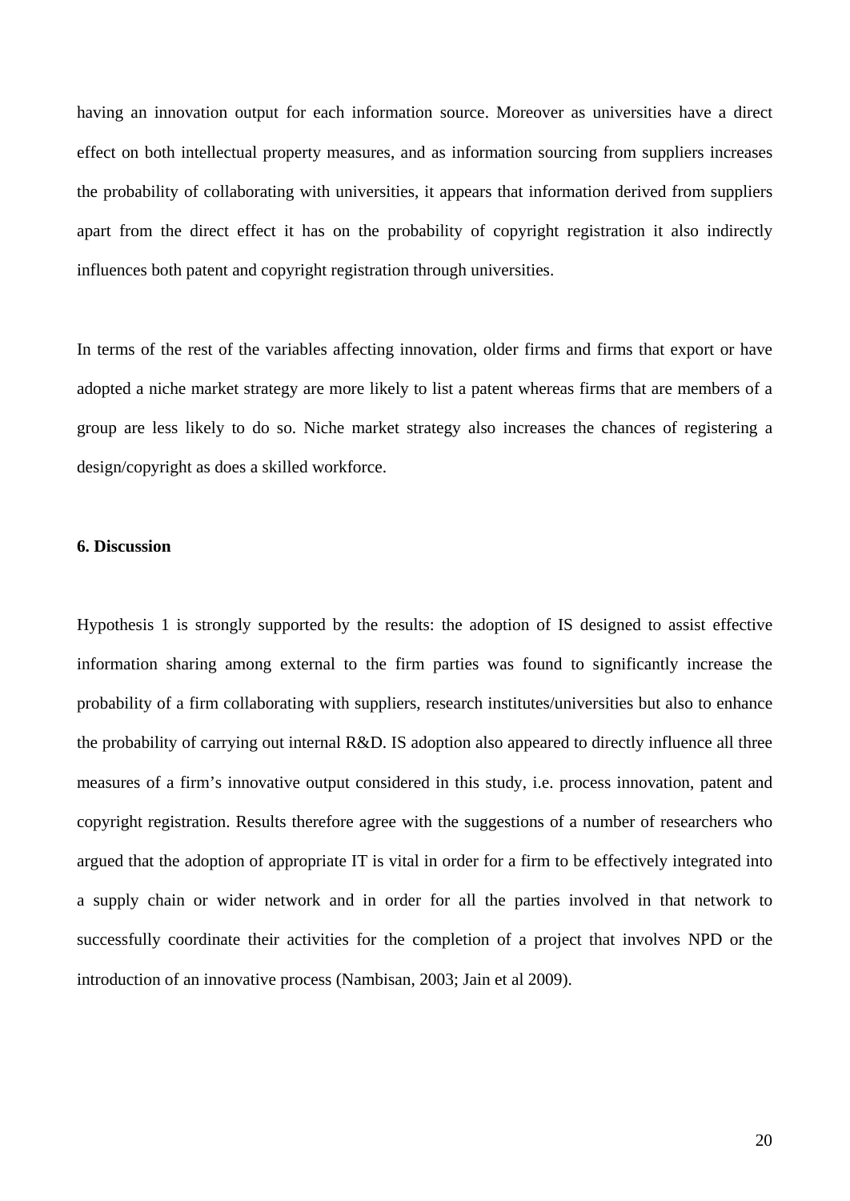having an innovation output for each information source. Moreover as universities have a direct effect on both intellectual property measures, and as information sourcing from suppliers increases the probability of collaborating with universities, it appears that information derived from suppliers apart from the direct effect it has on the probability of copyright registration it also indirectly influences both patent and copyright registration through universities.

In terms of the rest of the variables affecting innovation, older firms and firms that export or have adopted a niche market strategy are more likely to list a patent whereas firms that are members of a group are less likely to do so. Niche market strategy also increases the chances of registering a design/copyright as does a skilled workforce.

## 6. Discussion

Hypothesis 1 is strongly supported by the results: the adoption of IS designed to assist effective information sharing among external to the firm parties was found to significantly increase the probability of a firm collaborating with suppliers, research institutes/universities but also to enhance the probability of carrying out internal R&D. IS adoption also appeared to directly influence all three measures of a firm's innovative output considered in this study, i.e. process innovation, patent and copyright registration. Results therefore agree with the suggestions of a number of researchers who argued that the adoption of appropriate IT is vital in order for a firm to be effectively integrated into a supply chain or wider network and in order for all the parties involved in that network to successfully coordinate their activities for the completion of a project that involves NPD or the introduction of an innovative process (Nambisan, 2003; Jain et al 2009).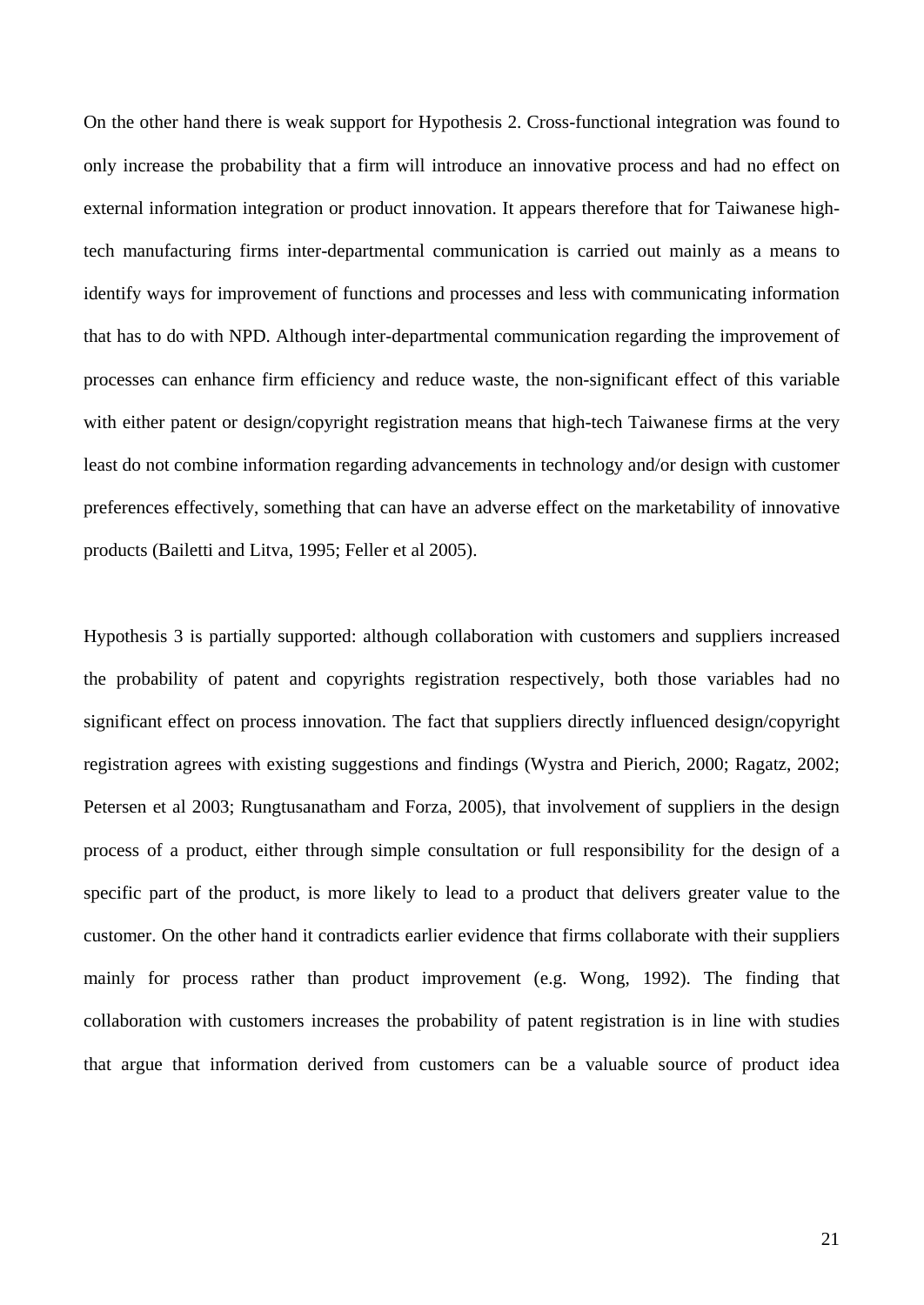On the other hand there is weak support for Hypothesis 2. Cross-functional integration was found to only increase the probability that a firm will introduce an innovative process and had no effect on external information integration or product innovation. It appears therefore that for Taiwanese high-tech manufacturing firms inter-departmental communication is carried out mainly as a means to identify ways for improvement of functions and processes and less with communicating information that has to do with NPD. Although inter-departmental communication regarding the improvement of processes can enhance firm efficiency and reduce waste, the non-significant effect of this variable with either patent or design/copyright registration means that high-tech Taiwanese firms at the very least do not combine information regarding advancements in technology and/or design with customer preferences effectively, something that can have an adverse effect on the marketability of innovative products (Bailetti and Litva, 1995; Feller et al 2005).

Hypothesis 3 is partially supported: although collaboration with customers and suppliers increased the probability of patent and copyrights registration respectively, both those variables had no significant effect on process innovation. The fact that suppliers directly influenced design/copyright registration agrees with existing suggestions and findings (Wystra and Pierich, 2000; Ragatz, 2002; Petersen et al 2003; Rungtusanatham and Forza, 2005), that involvement of suppliers in the design process of a product, either through simple consultation or full responsibility for the design of a specific part of the product, is more likely to lead to a product that delivers greater value to the customer. On the other hand it contradicts earlier evidence that firms collaborate with their suppliers mainly for process rather than product improvement (e.g. Wong, 1992). The finding that collaboration with customers increases the probability of patent registration is in line with studies that argue that information derived from customers can be a valuable source of product idea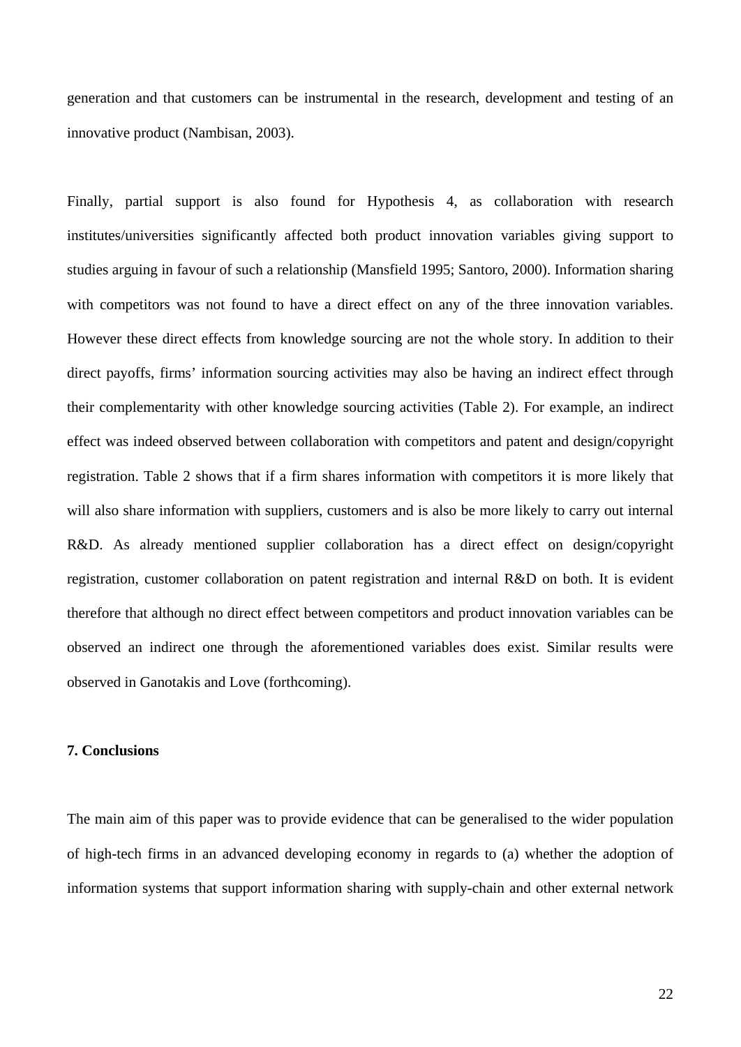generation and that customers can be instrumental in the research, development and testing of an innovative product (Nambisan, 2003).

Finally, partial support is also found for Hypothesis 4, as collaboration with research institutes/universities significantly affected both product innovation variables giving support to studies arguing in favour of such a relationship (Mansfield 1995; Santoro, 2000). Information sharing with competitors was not found to have a direct effect on any of the three innovation variables. However these direct effects from knowledge sourcing are not the whole story. In addition to their direct payoffs, firms' information sourcing activities may also be having an indirect effect through their complementarity with other knowledge sourcing activities (Table 2). For example, an indirect effect was indeed observed between collaboration with competitors and patent and design/copyright registration. Table 2 shows that if a firm shares information with competitors it is more likely that will also share information with suppliers, customers and is also be more likely to carry out internal R&D. As already mentioned supplier collaboration has a direct effect on design/copyright registration, customer collaboration on patent registration and internal R&D on both. It is evident therefore that although no direct effect between competitors and product innovation variables can be observed an indirect one through the aforementioned variables does exist. Similar results were observed in Ganotakis and Love (forthcoming).

## 7. Conclusions

The main aim of this paper was to provide evidence that can be generalised to the wider population of high-tech firms in an advanced developing economy in regards to (a) whether the adoption of information systems that support information sharing with supply-chain and other external network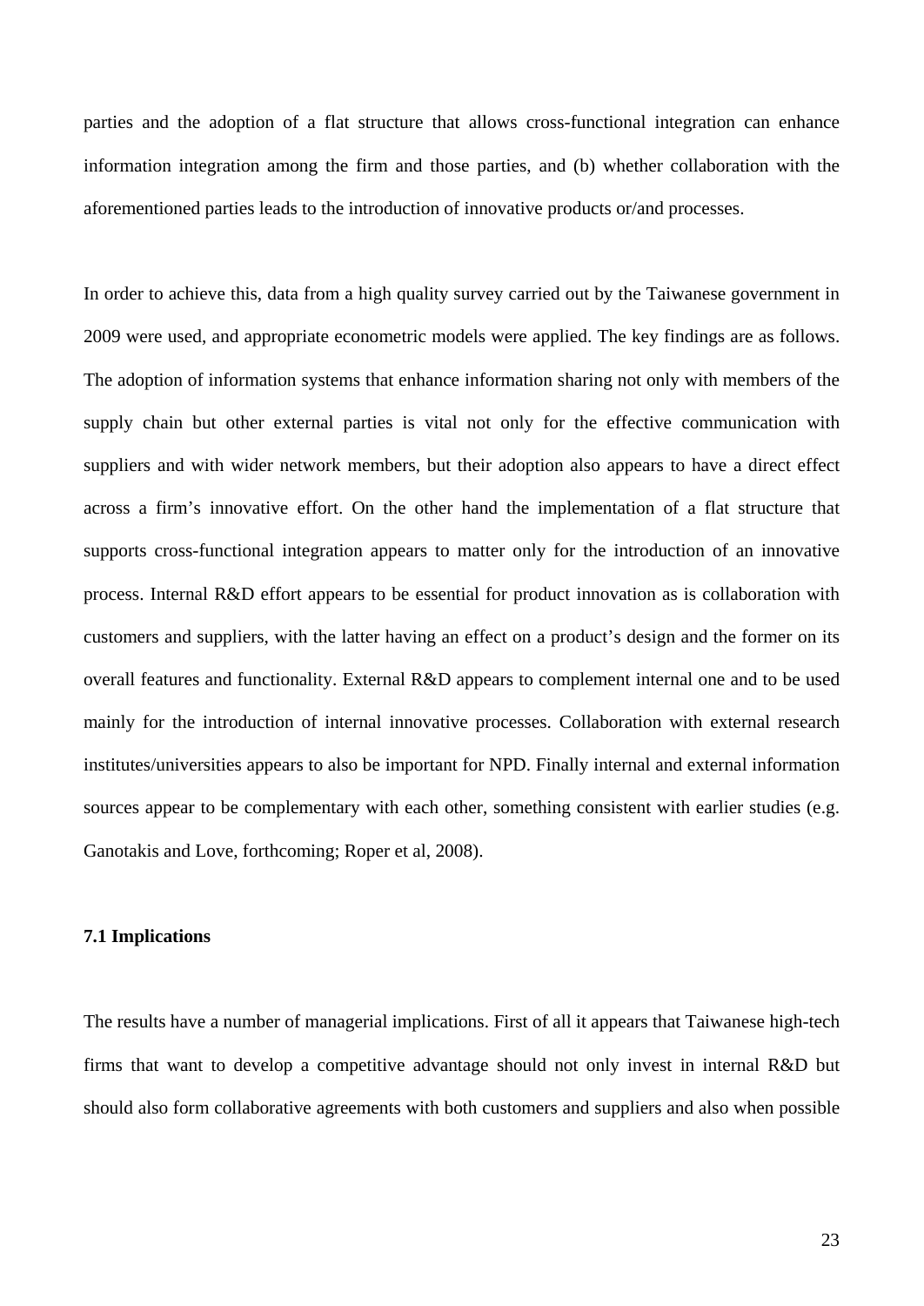parties and the adoption of a flat structure that allows cross-functional integration can enhance information integration among the firm and those parties, and (b) whether collaboration with the aforementioned parties leads to the introduction of innovative products or/and processes.

In order to achieve this, data from a high quality survey carried out by the Taiwanese government in 2009 were used, and appropriate econometric models were applied. The key findings are as follows. The adoption of information systems that enhance information sharing not only with members of the supply chain but other external parties is vital not only for the effective communication with suppliers and with wider network members, but their adoption also appears to have a direct effect across a firm's innovative effort. On the other hand the implementation of a flat structure that supports cross-functional integration appears to matter only for the introduction of an innovative process. Internal R&D effort appears to be essential for product innovation as is collaboration with customers and suppliers, with the latter having an effect on a product's design and the former on its overall features and functionality. External R&D appears to complement internal one and to be used mainly for the introduction of internal innovative processes. Collaboration with external research institutes/universities appears to also be important for NPD. Finally internal and external information sources appear to be complementary with each other, something consistent with earlier studies (e.g. Ganotakis and Love, forthcoming; Roper et al, 2008).

### 7.1 Implications

The results have a number of managerial implications. First of all it appears that Taiwanese high-tech firms that want to develop a competitive advantage should not only invest in internal R&D but should also form collaborative agreements with both customers and suppliers and also when possible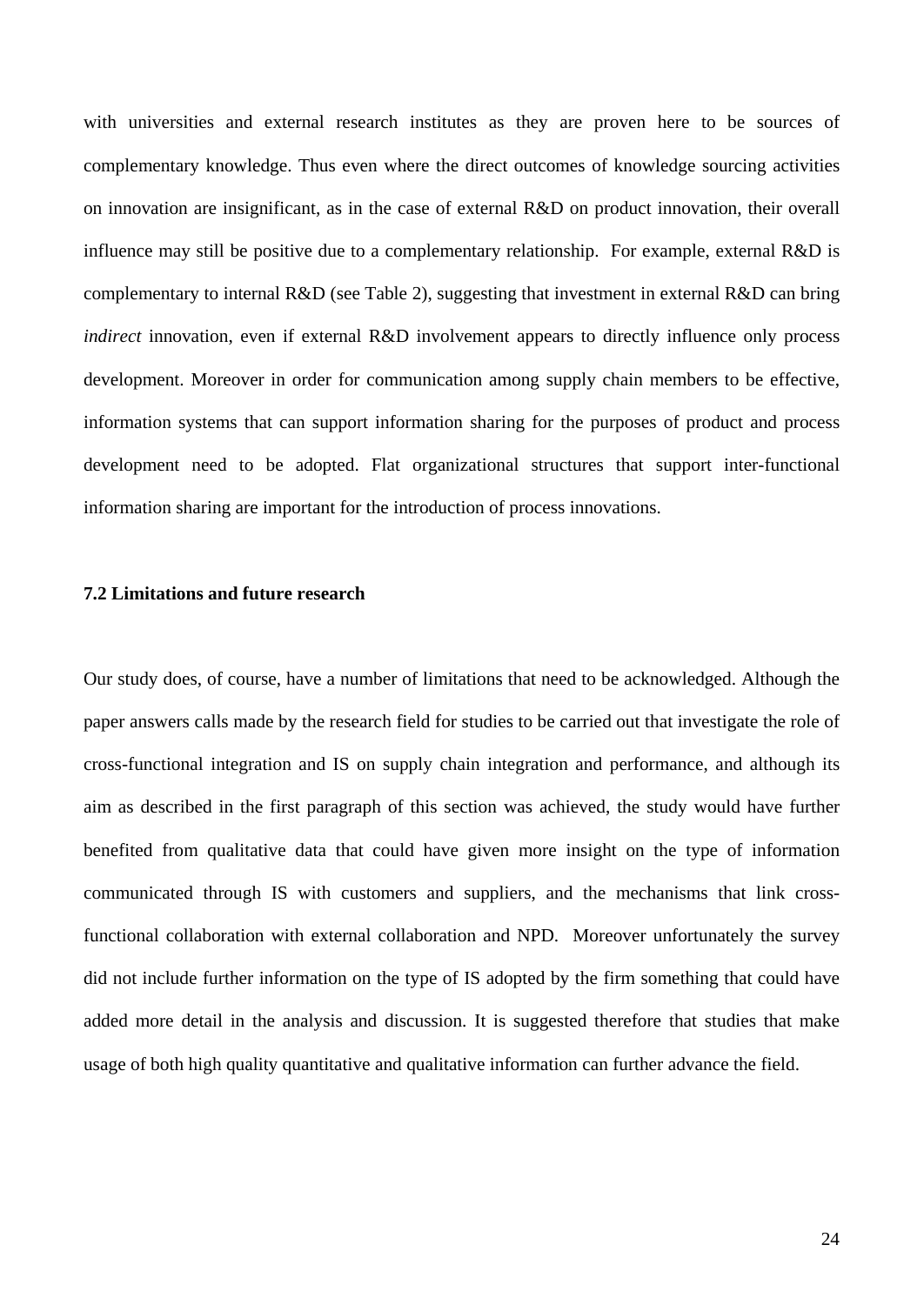with universities and external research institutes as they are proven here to be sources of complementary knowledge. Thus even where the direct outcomes of knowledge sourcing activities on innovation are insignificant, as in the case of external R&D on product innovation, their overall influence may still be positive due to a complementary relationship. For example, external R&D is complementary to internal R&D (see Table 2), suggesting that investment in external R&D can bring *indirect* innovation, even if external R&D involvement appears to directly influence only process development. Moreover in order for communication among supply chain members to be effective, information systems that can support information sharing for the purposes of product and process development need to be adopted. Flat organizational structures that support inter-functional information sharing are important for the introduction of process innovations.

### 7.2 Limitations and future research

Our study does, of course, have a number of limitations that need to be acknowledged. Although the paper answers calls made by the research field for studies to be carried out that investigate the role of cross-functional integration and IS on supply chain integration and performance, and although its aim as described in the first paragraph of this section was achieved, the study would have further benefited from qualitative data that could have given more insight on the type of information communicated through IS with customers and suppliers, and the mechanisms that link cross-functional collaboration with external collaboration and NPD. Moreover unfortunately the survey did not include further information on the type of IS adopted by the firm something that could have added more detail in the analysis and discussion. It is suggested therefore that studies that make usage of both high quality quantitative and qualitative information can further advance the field.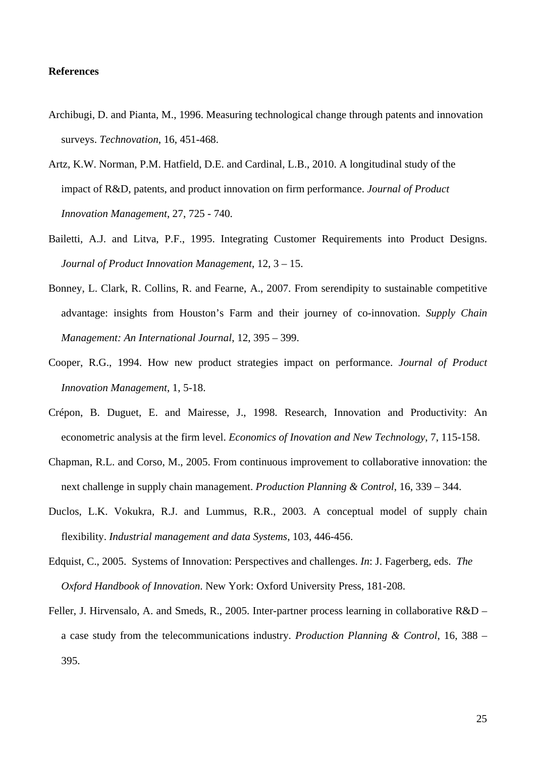**References**

Archibugi, D. and Pianta, M., 1996. Measuring technological change through patents and innovation surveys. *Technovation*, 16, 451-468.

Artz, K.W. Norman, P.M. Hatfield, D.E. and Cardinal, L.B., 2010. A longitudinal study of the impact of R&D, patents, and product innovation on firm performance. *Journal of Product Innovation Management*, 27, 725 - 740.

Bailetti, A.J. and Litva, P.F., 1995. Integrating Customer Requirements into Product Designs. *Journal of Product Innovation Management*, 12, 3 – 15.

Bonney, L. Clark, R. Collins, R. and Fearne, A., 2007. From serendipity to sustainable competitive advantage: insights from Houston's Farm and their journey of co-innovation. *Supply Chain Management: An International Journal*, 12, 395 – 399.

Cooper, R.G., 1994. How new product strategies impact on performance. *Journal of Product Innovation Management*, 1, 5-18.

Crépon, B. Duguet, E. and Mairesse, J., 1998. Research, Innovation and Productivity: An econometric analysis at the firm level. *Economics of Inovation and New Technology*, 7, 115-158.

Chapman, R.L. and Corso, M., 2005. From continuous improvement to collaborative innovation: the next challenge in supply chain management. *Production Planning & Control*, 16, 339 – 344.

Duclos, L.K. Vokukra, R.J. and Lummus, R.R., 2003. A conceptual model of supply chain flexibility. *Industrial management and data Systems*, 103, 446-456.

Edquist, C., 2005. Systems of Innovation: Perspectives and challenges. *In*: J. Fagerberg, eds. *The Oxford Handbook of Innovation*. New York: Oxford University Press, 181-208.

Feller, J. Hirvensalo, A. and Smeds, R., 2005. Inter-partner process learning in collaborative R&D – a case study from the telecommunications industry. *Production Planning & Control*, 16, 388 – 395.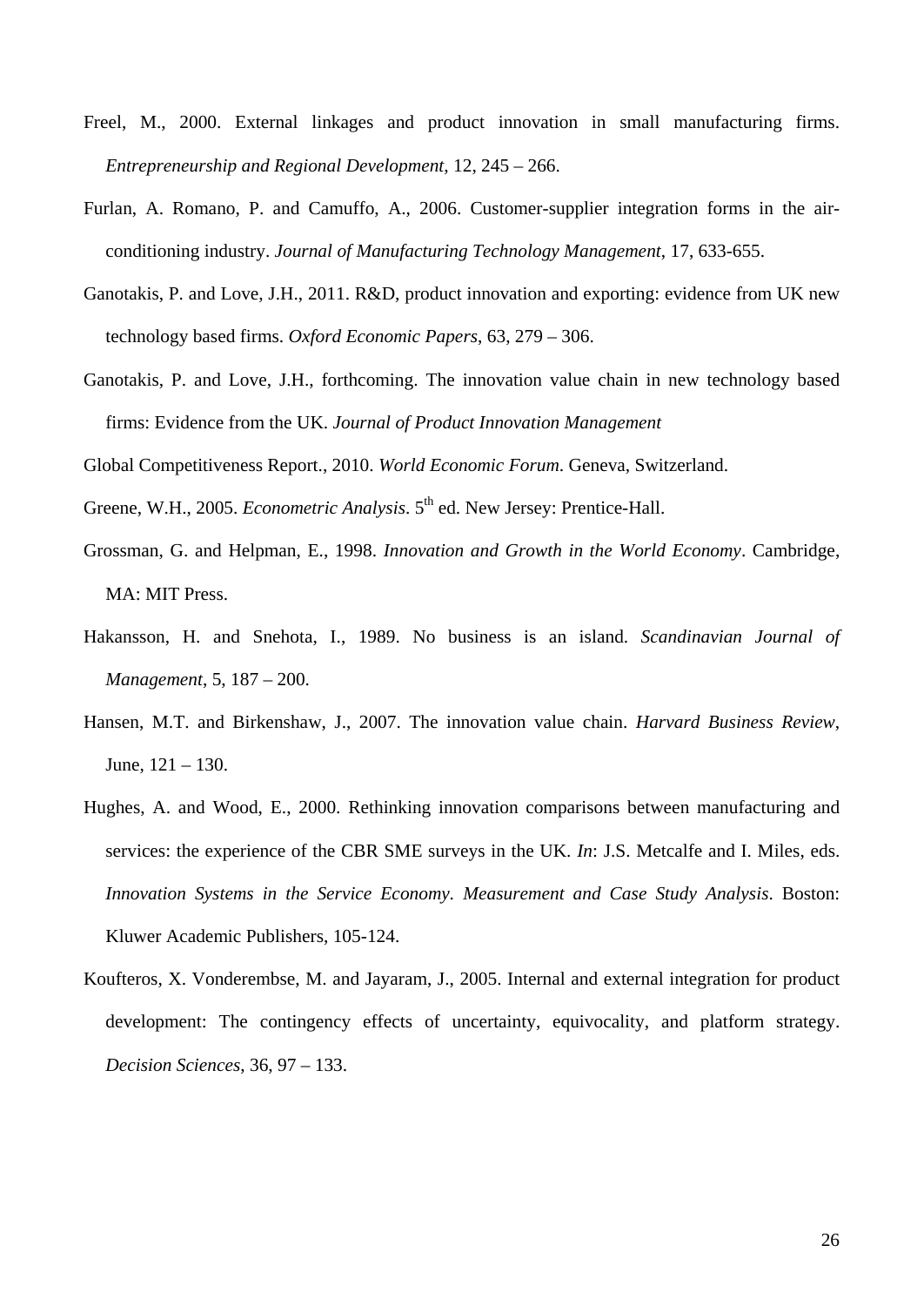Freel, M., 2000. External linkages and product innovation in small manufacturing firms. *Entrepreneurship and Regional Development*, 12, 245 – 266.

Furlan, A. Romano, P. and Camuffo, A., 2006. Customer-supplier integration forms in the air-conditioning industry. *Journal of Manufacturing Technology Management*, 17, 633-655.

Ganotakis, P. and Love, J.H., 2011. R&D, product innovation and exporting: evidence from UK new technology based firms. *Oxford Economic Papers*, 63, 279 – 306.

Ganotakis, P. and Love, J.H., forthcoming. The innovation value chain in new technology based firms: Evidence from the UK. *Journal of Product Innovation Management*

Global Competitiveness Report., 2010. *World Economic Forum*. Geneva, Switzerland.

Greene, W.H., 2005. *Econometric Analysis*. 5th ed. New Jersey: Prentice-Hall.

Grossman, G. and Helpman, E., 1998. *Innovation and Growth in the World Economy*. Cambridge, MA: MIT Press.

Hakansson, H. and Snehota, I., 1989. No business is an island. *Scandinavian Journal of Management*, 5, 187 – 200.

Hansen, M.T. and Birkenshaw, J., 2007. The innovation value chain. *Harvard Business Review*, June, 121 – 130.

Hughes, A. and Wood, E., 2000. Rethinking innovation comparisons between manufacturing and services: the experience of the CBR SME surveys in the UK. *In*: J.S. Metcalfe and I. Miles, eds. *Innovation Systems in the Service Economy. Measurement and Case Study Analysis*. Boston: Kluwer Academic Publishers, 105-124.

Koufteros, X. Vonderembse, M. and Jayaram, J., 2005. Internal and external integration for product development: The contingency effects of uncertainty, equivocality, and platform strategy. *Decision Sciences*, 36, 97 – 133.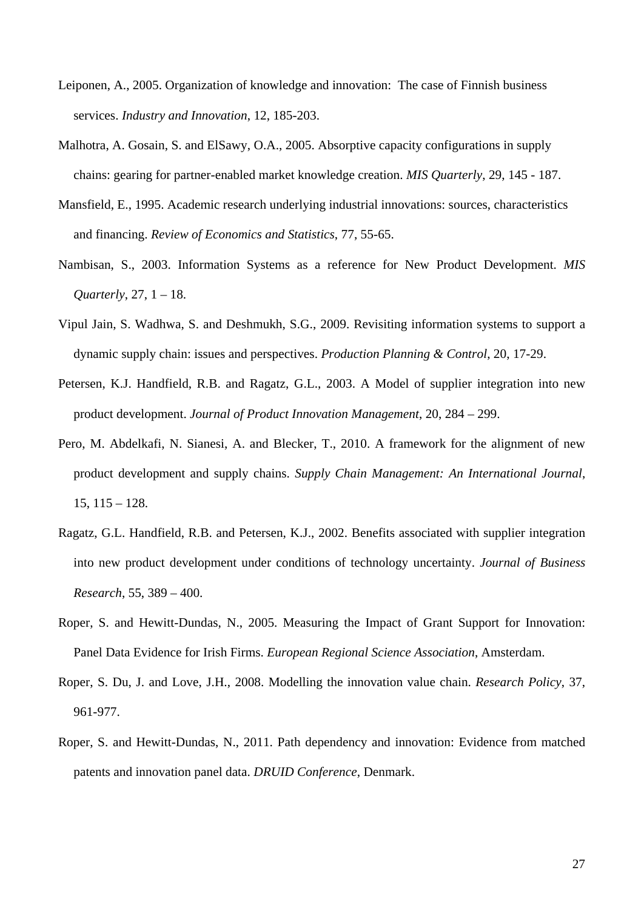Leiponen, A., 2005. Organization of knowledge and innovation: The case of Finnish business services. *Industry and Innovation*, 12, 185-203.

Malhotra, A. Gosain, S. and ElSawy, O.A., 2005. Absorptive capacity configurations in supply chains: gearing for partner-enabled market knowledge creation. *MIS Quarterly*, 29, 145 - 187.

Mansfield, E., 1995. Academic research underlying industrial innovations: sources, characteristics and financing. *Review of Economics and Statistics*, 77, 55-65.

Nambisan, S., 2003. Information Systems as a reference for New Product Development. *MIS Quarterly*, 27, 1 – 18.

Vipul Jain, S. Wadhwa, S. and Deshmukh, S.G., 2009. Revisiting information systems to support a dynamic supply chain: issues and perspectives. *Production Planning & Control*, 20, 17-29.

Petersen, K.J. Handfield, R.B. and Ragatz, G.L., 2003. A Model of supplier integration into new product development. *Journal of Product Innovation Management*, 20, 284 – 299.

Pero, M. Abdelkafi, N. Sianesi, A. and Blecker, T., 2010. A framework for the alignment of new product development and supply chains. *Supply Chain Management: An International Journal*, 15, 115 – 128.

Ragatz, G.L. Handfield, R.B. and Petersen, K.J., 2002. Benefits associated with supplier integration into new product development under conditions of technology uncertainty. *Journal of Business Research*, 55, 389 – 400.

Roper, S. and Hewitt-Dundas, N., 2005. Measuring the Impact of Grant Support for Innovation: Panel Data Evidence for Irish Firms. *European Regional Science Association*, Amsterdam.

Roper, S. Du, J. and Love, J.H., 2008. Modelling the innovation value chain. *Research Policy*, 37, 961-977.

Roper, S. and Hewitt-Dundas, N., 2011. Path dependency and innovation: Evidence from matched patents and innovation panel data. *DRUID Conference*, Denmark.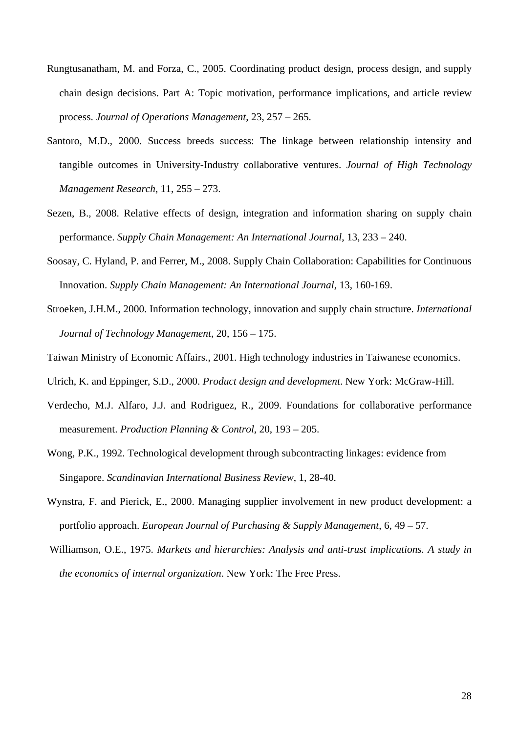Rungtusanatham, M. and Forza, C., 2005. Coordinating product design, process design, and supply chain design decisions. Part A: Topic motivation, performance implications, and article review process. *Journal of Operations Management*, 23, 257 – 265.

Santoro, M.D., 2000. Success breeds success: The linkage between relationship intensity and tangible outcomes in University-Industry collaborative ventures. *Journal of High Technology Management Research*, 11, 255 – 273.

Sezen, B., 2008. Relative effects of design, integration and information sharing on supply chain performance. *Supply Chain Management: An International Journal*, 13, 233 – 240.

Soosay, C. Hyland, P. and Ferrer, M., 2008. Supply Chain Collaboration: Capabilities for Continuous Innovation. *Supply Chain Management: An International Journal*, 13, 160-169.

Stroeken, J.H.M., 2000. Information technology, innovation and supply chain structure. *International Journal of Technology Management*, 20, 156 – 175.

Taiwan Ministry of Economic Affairs., 2001. High technology industries in Taiwanese economics.

Ulrich, K. and Eppinger, S.D., 2000. *Product design and development*. New York: McGraw-Hill.

Verdecho, M.J. Alfaro, J.J. and Rodriguez, R., 2009. Foundations for collaborative performance measurement. *Production Planning & Control*, 20, 193 – 205.

Wong, P.K., 1992. Technological development through subcontracting linkages: evidence from Singapore. *Scandinavian International Business Review*, 1, 28-40.

Wynstra, F. and Pierick, E., 2000. Managing supplier involvement in new product development: a portfolio approach. *European Journal of Purchasing & Supply Management*, 6, 49 – 57.

Williamson, O.E., 1975. *Markets and hierarchies: Analysis and anti-trust implications. A study in the economics of internal organization*. New York: The Free Press.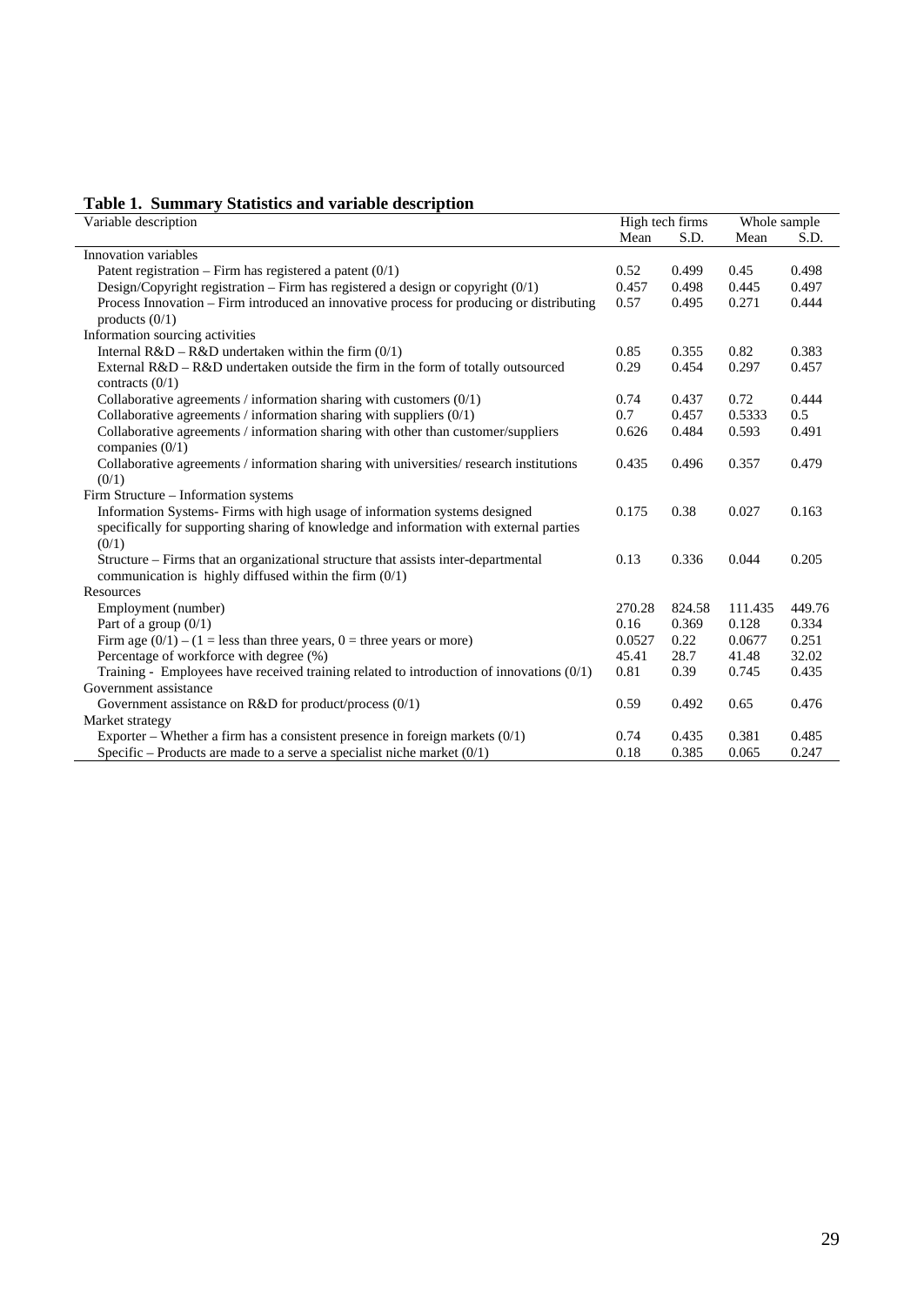**Table 1. Summary Statistics and variable description**

| Variable description | High tech firms | | Whole sample | |
|---|---|---|---|---|
| | Mean | S.D. | Mean | S.D. |
| Innovation variables | | | | |
| Patent registration – Firm has registered a patent (0/1) | 0.52 | 0.499 | 0.45 | 0.498 |
| Design/Copyright registration – Firm has registered a design or copyright (0/1) | 0.457 | 0.498 | 0.445 | 0.497 |
| Process Innovation – Firm introduced an innovative process for producing or distributing products (0/1) | 0.57 | 0.495 | 0.271 | 0.444 |
| Information sourcing activities | | | | |
| Internal R&D – R&D undertaken within the firm (0/1) | 0.85 | 0.355 | 0.82 | 0.383 |
| External R&D – R&D undertaken outside the firm in the form of totally outsourced contracts (0/1) | 0.29 | 0.454 | 0.297 | 0.457 |
| Collaborative agreements / information sharing with customers (0/1) | 0.74 | 0.437 | 0.72 | 0.444 |
| Collaborative agreements / information sharing with suppliers (0/1) | 0.7 | 0.457 | 0.5333 | 0.5 |
| Collaborative agreements / information sharing with other than customer/suppliers companies (0/1) | 0.626 | 0.484 | 0.593 | 0.491 |
| Collaborative agreements / information sharing with universities/ research institutions (0/1) | 0.435 | 0.496 | 0.357 | 0.479 |
| Firm Structure – Information systems | | | | |
| Information Systems- Firms with high usage of information systems designed specifically for supporting sharing of knowledge and information with external parties (0/1) | 0.175 | 0.38 | 0.027 | 0.163 |
| Structure – Firms that an organizational structure that assists inter-departmental communication is highly diffused within the firm (0/1) | 0.13 | 0.336 | 0.044 | 0.205 |
| Resources | | | | |
| Employment (number) | 270.28 | 824.58 | 111.435 | 449.76 |
| Part of a group (0/1) | 0.16 | 0.369 | 0.128 | 0.334 |
| Firm age (0/1) – (1 = less than three years, 0 = three years or more) | 0.0527 | 0.22 | 0.0677 | 0.251 |
| Percentage of workforce with degree (%) | 45.41 | 28.7 | 41.48 | 32.02 |
| Training - Employees have received training related to introduction of innovations (0/1) | 0.81 | 0.39 | 0.745 | 0.435 |
| Government assistance | | | | |
| Government assistance on R&D for product/process (0/1) | 0.59 | 0.492 | 0.65 | 0.476 |
| Market strategy | | | | |
| Exporter – Whether a firm has a consistent presence in foreign markets (0/1) | 0.74 | 0.435 | 0.381 | 0.485 |
| Specific – Products are made to a serve a specialist niche market (0/1) | 0.18 | 0.385 | 0.065 | 0.247 |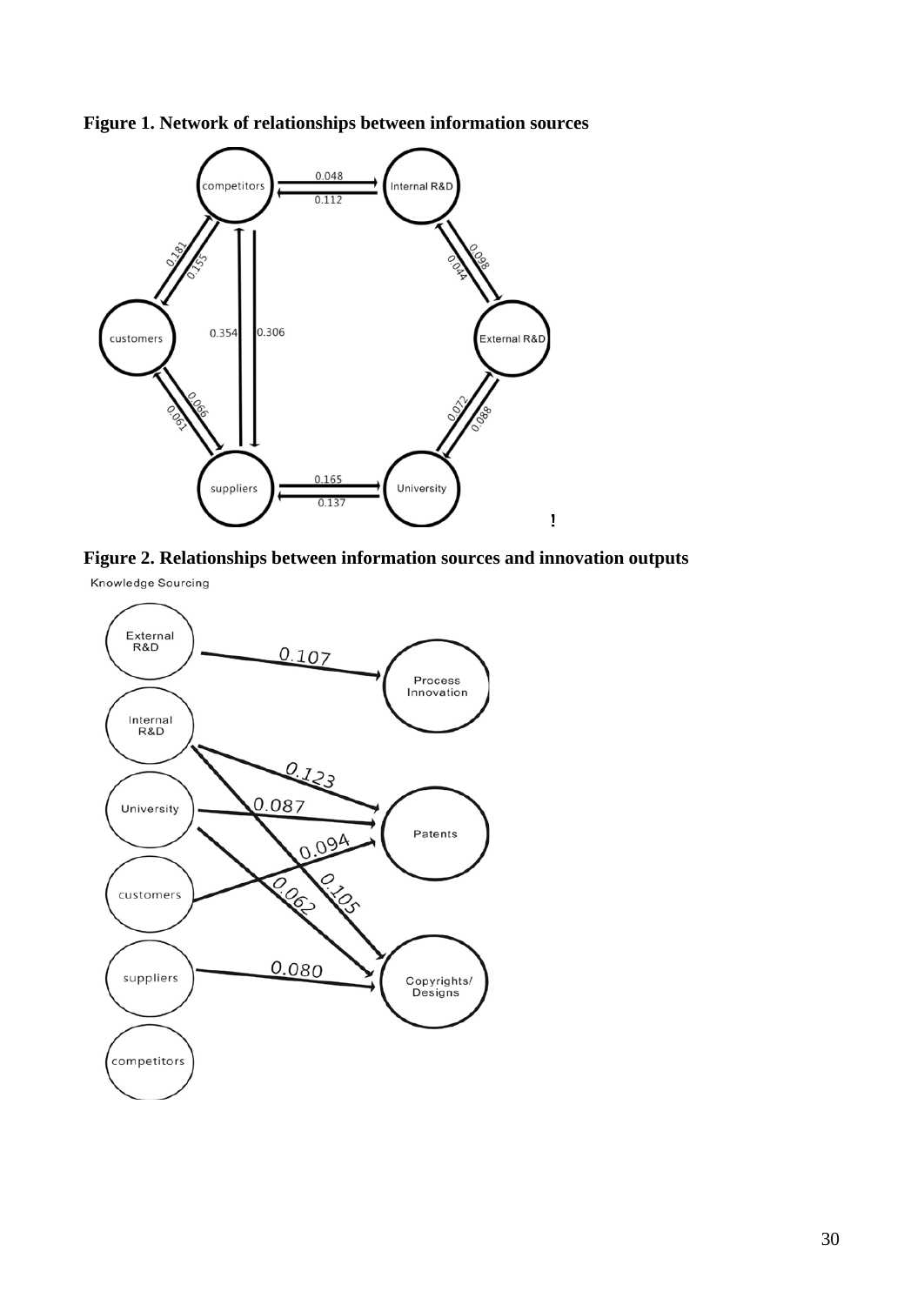**Figure 1. Network of relationships between information sources**

**Figure 2. Relationships between information sources and innovation outputs**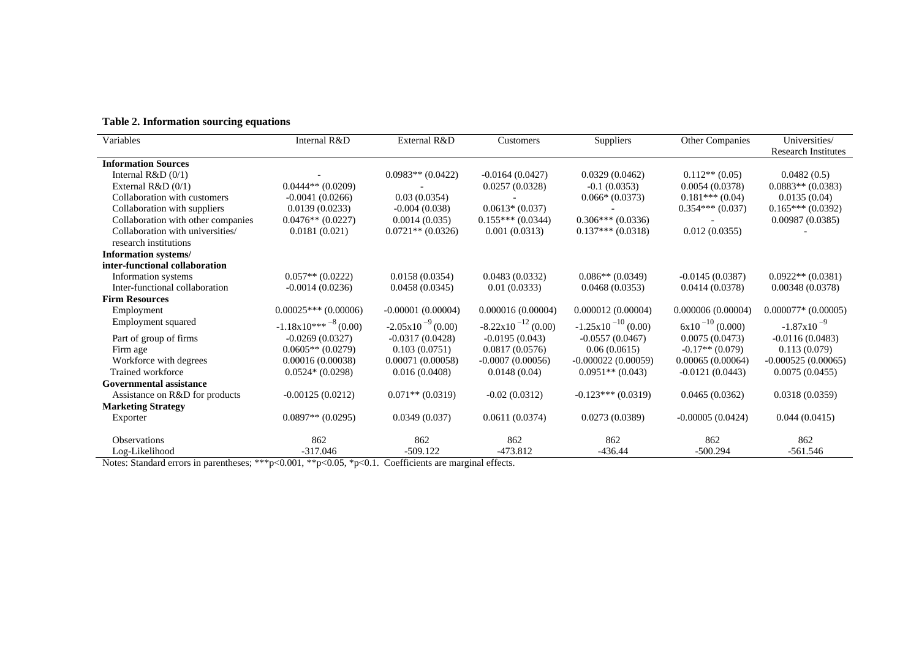**Table 2. Information sourcing equations**

| Variables | Internal R&D | External R&D | Customers | Suppliers | Other Companies | Universities/ Research Institutes |
|---|---|---|---|---|---|---|
| **Information Sources** | | | | | | |
| Internal R&D (0/1) | - | 0.0983** (0.0422) | -0.0164 (0.0427) | 0.0329 (0.0462) | 0.112** (0.05) | 0.0482 (0.5) |
| External R&D (0/1) | 0.0444** (0.0209) | - | 0.0257 (0.0328) | -0.1 (0.0353) | 0.0054 (0.0378) | 0.0883** (0.0383) |
| Collaboration with customers | -0.0041 (0.0266) | 0.03 (0.0354) | - | 0.066* (0.0373) | 0.181*** (0.04) | 0.0135 (0.04) |
| Collaboration with suppliers | 0.0139 (0.0233) | -0.004 (0.038) | 0.0613* (0.037) | - | 0.354*** (0.037) | 0.165*** (0.0392) |
| Collaboration with other companies | 0.0476** (0.0227) | 0.0014 (0.035) | 0.155*** (0.0344) | 0.306*** (0.0336) | - | 0.00987 (0.0385) |
| Collaboration with universities/ research institutions | 0.0181 (0.021) | 0.0721** (0.0326) | 0.001 (0.0313) | 0.137*** (0.0318) | 0.012 (0.0355) | - |
| **Information systems/ inter-functional collaboration** | | | | | | |
| Information systems | 0.057** (0.0222) | 0.0158 (0.0354) | 0.0483 (0.0332) | 0.086** (0.0349) | -0.0145 (0.0387) | 0.0922** (0.0381) |
| Inter-functional collaboration | -0.0014 (0.0236) | 0.0458 (0.0345) | 0.01 (0.0333) | 0.0468 (0.0353) | 0.0414 (0.0378) | 0.00348 (0.0378) |
| **Firm Resources** | | | | | | |
| Employment | 0.00025*** (0.00006) | -0.00001 (0.00004) | 0.000016 (0.00004) | 0.000012 (0.00004) | 0.000006 (0.00004) | 0.000077* (0.00005) |
| Employment squared | $-1.18\text{x}10^{-8}$*** (0.00) | $-2.05\text{x}10^{-9}$ (0.00) | $-8.22\text{x}10^{-12}$ (0.00) | $-1.25\text{x}10^{-10}$ (0.00) | $6\text{x}10^{-10}$ (0.000) | $-1.87\text{x}10^{-9}$ |
| Part of group of firms | -0.0269 (0.0327) | -0.0317 (0.0428) | -0.0195 (0.043) | -0.0557 (0.0467) | 0.0075 (0.0473) | -0.0116 (0.0483) |
| Firm age | 0.0605** (0.0279) | 0.103 (0.0751) | 0.0817 (0.0576) | 0.06 (0.0615) | -0.17** (0.079) | 0.113 (0.079) |
| Workforce with degrees | 0.00016 (0.00038) | 0.00071 (0.00058) | -0.0007 (0.00056) | -0.000022 (0.00059) | 0.00065 (0.00064) | -0.000525 (0.00065) |
| Trained workforce | 0.0524* (0.0298) | 0.016 (0.0408) | 0.0148 (0.04) | 0.0951** (0.043) | -0.0121 (0.0443) | 0.0075 (0.0455) |
| **Governmental assistance** | | | | | | |
| Assistance on R&D for products | -0.00125 (0.0212) | 0.071** (0.0319) | -0.02 (0.0312) | -0.123*** (0.0319) | 0.0465 (0.0362) | 0.0318 (0.0359) |
| **Marketing Strategy** | | | | | | |
| Exporter | 0.0897** (0.0295) | 0.0349 (0.037) | 0.0611 (0.0374) | 0.0273 (0.0389) | -0.00005 (0.0424) | 0.044 (0.0415) |
| Observations | 862 | 862 | 862 | 862 | 862 | 862 |
| Log-Likelihood | -317.046 | -509.122 | -473.812 | -436.44 | -500.294 | -561.546 |

Notes: Standard errors in parentheses; ***p<0.001, **p<0.05, *p<0.1. Coefficients are marginal effects.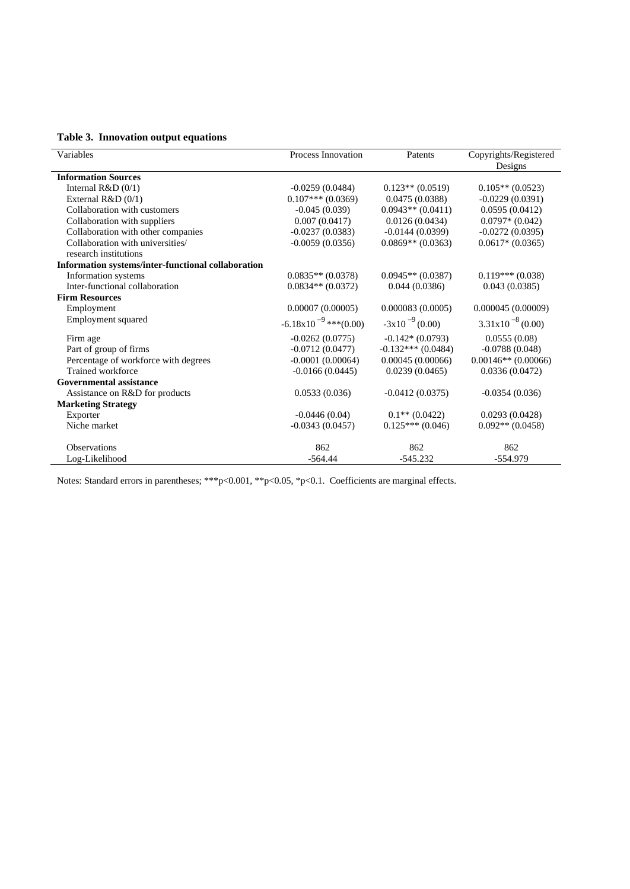**Table 3. Innovation output equations**

| Variables | Process Innovation | Patents | Copyrights/Registered Designs |
|---|---|---|---|
| **Information Sources** | | | |
| Internal R&D (0/1) | -0.0259 (0.0484) | 0.123** (0.0519) | 0.105** (0.0523) |
| External R&D (0/1) | 0.107*** (0.0369) | 0.0475 (0.0388) | -0.0229 (0.0391) |
| Collaboration with customers | -0.045 (0.039) | 0.0943** (0.0411) | 0.0595 (0.0412) |
| Collaboration with suppliers | 0.007 (0.0417) | 0.0126 (0.0434) | 0.0797* (0.042) |
| Collaboration with other companies | -0.0237 (0.0383) | -0.0144 (0.0399) | -0.0272 (0.0395) |
| Collaboration with universities/ research institutions | -0.0059 (0.0356) | 0.0869** (0.0363) | 0.0617* (0.0365) |
| **Information systems/inter-functional collaboration** | | | |
| Information systems | 0.0835** (0.0378) | 0.0945** (0.0387) | 0.119*** (0.038) |
| Inter-functional collaboration | 0.0834** (0.0372) | 0.044 (0.0386) | 0.043 (0.0385) |
| **Firm Resources** | | | |
| Employment | 0.00007 (0.00005) | 0.000083 (0.0005) | 0.000045 (0.00009) |
| Employment squared | $-6.18x10^{-9}$***(0.00) | $-3x10^{-9}$ (0.00) | $3.31x10^{-8}$ (0.00) |
| Firm age | -0.0262 (0.0775) | -0.142* (0.0793) | 0.0555 (0.08) |
| Part of group of firms | -0.0712 (0.0477) | -0.132*** (0.0484) | -0.0788 (0.048) |
| Percentage of workforce with degrees | -0.0001 (0.00064) | 0.00045 (0.00066) | 0.00146** (0.00066) |
| Trained workforce | -0.0166 (0.0445) | 0.0239 (0.0465) | 0.0336 (0.0472) |
| **Governmental assistance** | | | |
| Assistance on R&D for products | 0.0533 (0.036) | -0.0412 (0.0375) | -0.0354 (0.036) |
| **Marketing Strategy** | | | |
| Exporter | -0.0446 (0.04) | 0.1** (0.0422) | 0.0293 (0.0428) |
| Niche market | -0.0343 (0.0457) | 0.125*** (0.046) | 0.092** (0.0458) |
| Observations | 862 | 862 | 862 |
| Log-Likelihood | -564.44 | -545.232 | -554.979 |

Notes: Standard errors in parentheses; ***p<0.001, **p<0.05, *p<0.1. Coefficients are marginal effects.